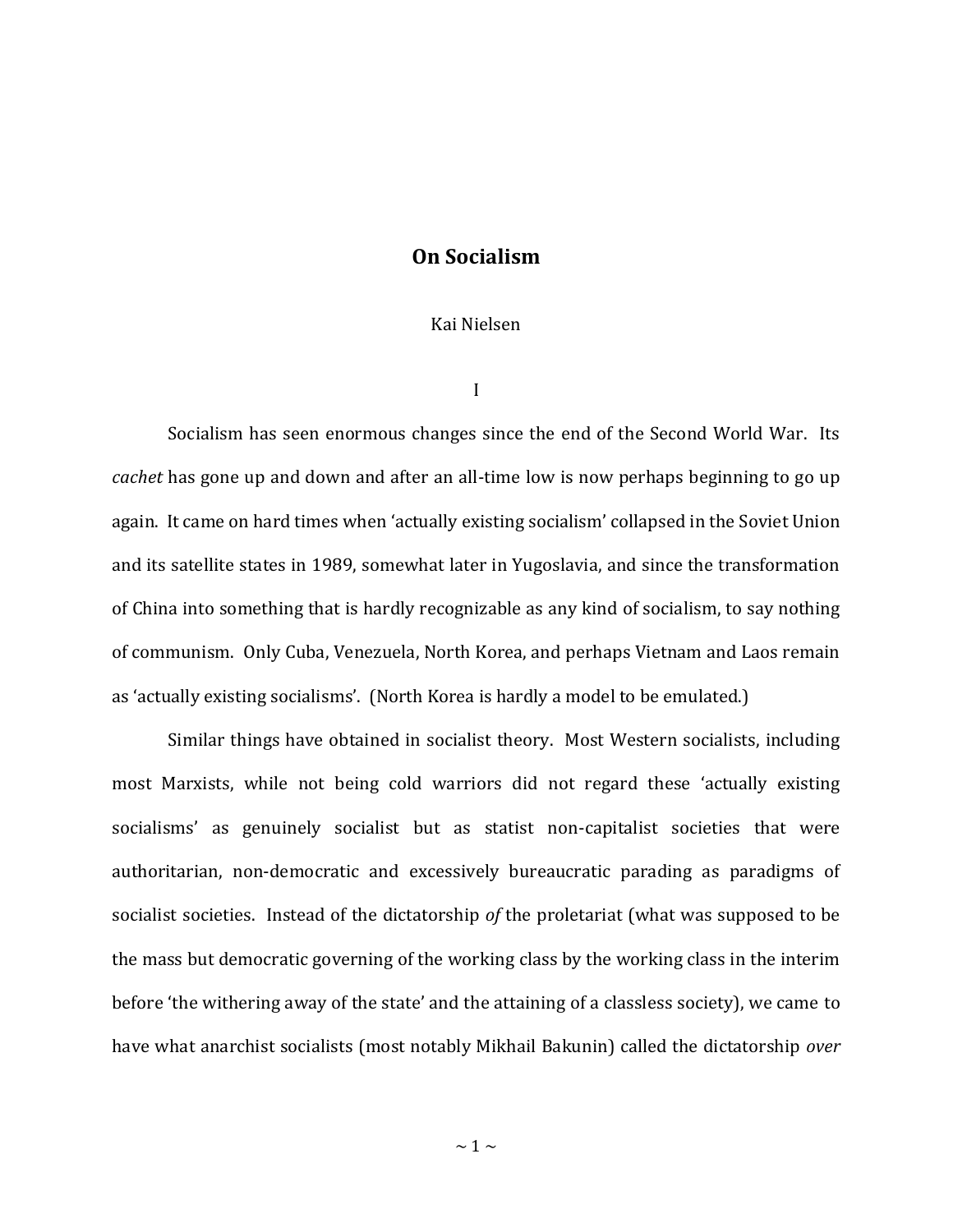# On Socialism

Kai Nielsen

## I

Socialism has seen enormous changes since the end of the Second World War. Its *cachet* has gone up and down and after an all-time low is now perhaps beginning to go up again. It came on hard times when 'actually existing socialism' collapsed in the Soviet Union and its satellite states in 1989, somewhat later in Yugoslavia, and since the transformation of China into something that is hardly recognizable as any kind of socialism, to say nothing of communism. Only Cuba, Venezuela, North Korea, and perhaps Vietnam and Laos remain as 'actually existing socialisms'. (North Korea is hardly a model to be emulated.)

Similar things have obtained in socialist theory. Most Western socialists, including most Marxists, while not being cold warriors did not regard these 'actually existing socialisms' as genuinely socialist but as statist non-capitalist societies that were authoritarian, non-democratic and excessively bureaucratic parading as paradigms of socialist societies. Instead of the dictatorship *of* the proletariat (what was supposed to be the mass but democratic governing of the working class by the working class in the interim before 'the withering away of the state' and the attaining of a classless society), we came to have what anarchist socialists (most notably Mikhail Bakunin) called the dictatorship *over*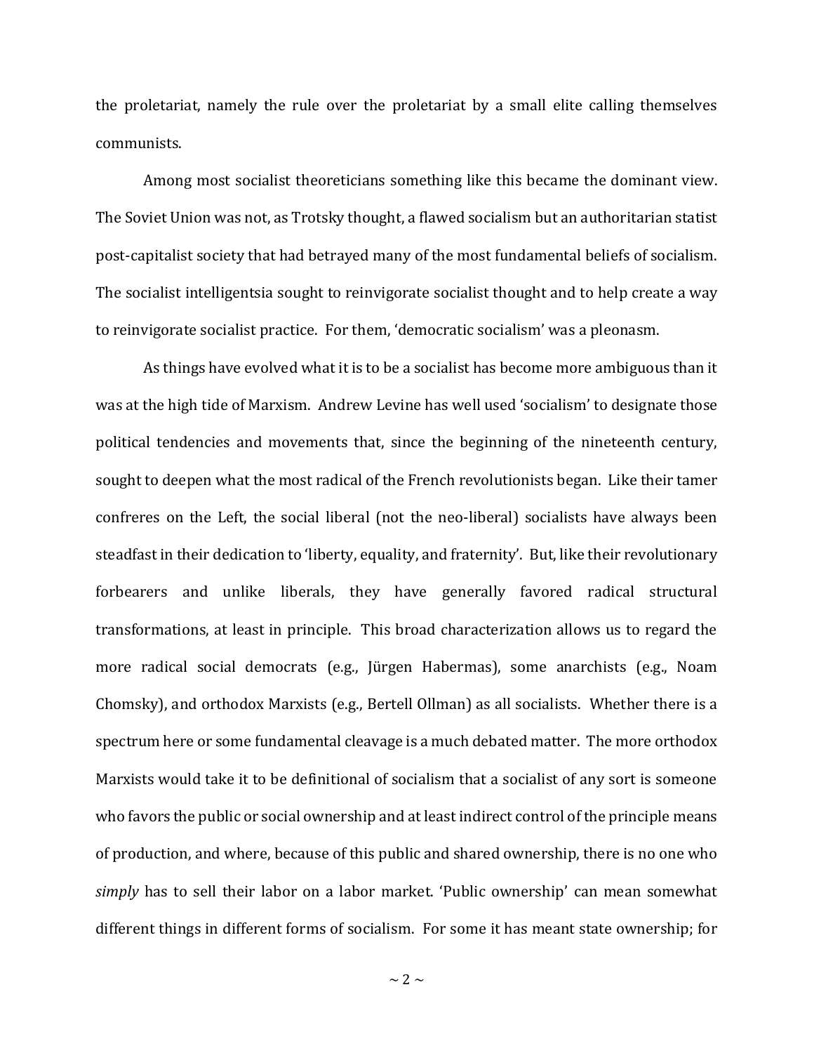the proletariat, namely the rule over the proletariat by a small elite calling themselves communists.

Among most socialist theoreticians something like this became the dominant view. The Soviet Union was not, as Trotsky thought, a flawed socialism but an authoritarian statist post-capitalist society that had betrayed many of the most fundamental beliefs of socialism. The socialist intelligentsia sought to reinvigorate socialist thought and to help create a way to reinvigorate socialist practice. For them, 'democratic socialism' was a pleonasm.

As things have evolved what it is to be a socialist has become more ambiguous than it was at the high tide of Marxism. Andrew Levine has well used 'socialism' to designate those political tendencies and movements that, since the beginning of the nineteenth century, sought to deepen what the most radical of the French revolutionists began. Like their tamer confreres on the Left, the social liberal (not the neo-liberal) socialists have always been steadfast in their dedication to 'liberty, equality, and fraternity'. But, like their revolutionary forbearers and unlike liberals, they have generally favored radical structural transformations, at least in principle. This broad characterization allows us to regard the more radical social democrats (e.g., Jürgen Habermas), some anarchists (e.g., Noam Chomsky), and orthodox Marxists (e.g., Bertell Ollman) as all socialists. Whether there is a spectrum here or some fundamental cleavage is a much debated matter. The more orthodox Marxists would take it to be definitional of socialism that a socialist of any sort is someone who favors the public or social ownership and at least indirect control of the principle means of production, and where, because of this public and shared ownership, there is no one who *simply* has to sell their labor on a labor market. 'Public ownership' can mean somewhat different things in different forms of socialism. For some it has meant state ownership; for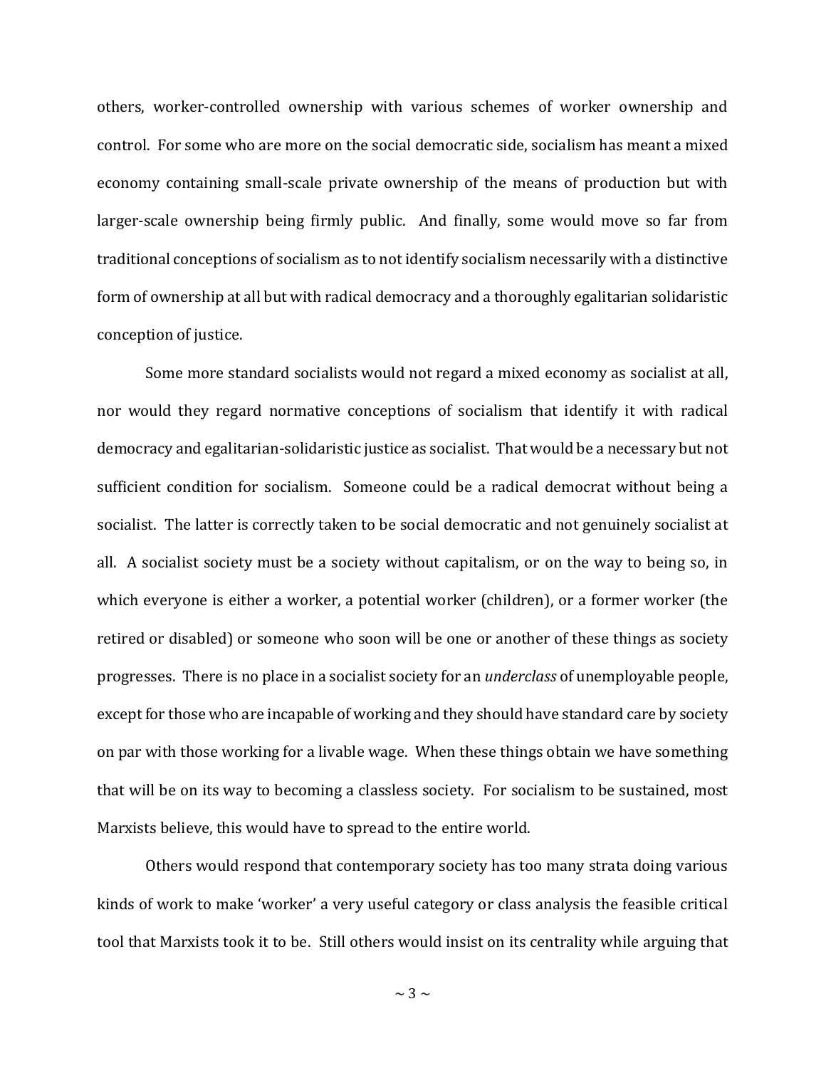others, worker-controlled ownership with various schemes of worker ownership and control. For some who are more on the social democratic side, socialism has meant a mixed economy containing small-scale private ownership of the means of production but with larger-scale ownership being firmly public. And finally, some would move so far from traditional conceptions of socialism as to not identify socialism necessarily with a distinctive form of ownership at all but with radical democracy and a thoroughly egalitarian solidaristic conception of justice.

Some more standard socialists would not regard a mixed economy as socialist at all, nor would they regard normative conceptions of socialism that identify it with radical democracy and egalitarian-solidaristic justice as socialist. That would be a necessary but not sufficient condition for socialism. Someone could be a radical democrat without being a socialist. The latter is correctly taken to be social democratic and not genuinely socialist at all. A socialist society must be a society without capitalism, or on the way to being so, in which everyone is either a worker, a potential worker (children), or a former worker (the retired or disabled) or someone who soon will be one or another of these things as society progresses. There is no place in a socialist society for an *underclass* of unemployable people, except for those who are incapable of working and they should have standard care by society on par with those working for a livable wage. When these things obtain we have something that will be on its way to becoming a classless society. For socialism to be sustained, most Marxists believe, this would have to spread to the entire world.

Others would respond that contemporary society has too many strata doing various kinds of work to make 'worker' a very useful category or class analysis the feasible critical tool that Marxists took it to be. Still others would insist on its centrality while arguing that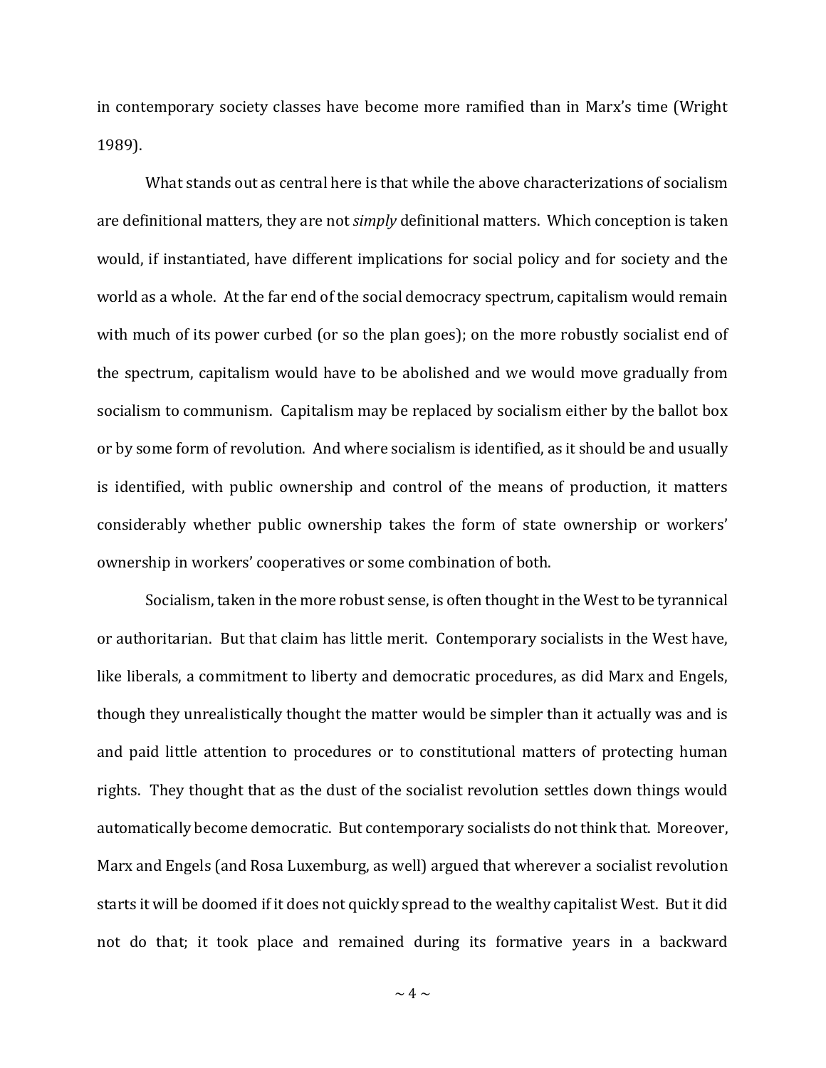in contemporary society classes have become more ramified than in Marx's time (Wright 1989).

What stands out as central here is that while the above characterizations of socialism are definitional matters, they are not *simply* definitional matters. Which conception is taken would, if instantiated, have different implications for social policy and for society and the world as a whole. At the far end of the social democracy spectrum, capitalism would remain with much of its power curbed (or so the plan goes); on the more robustly socialist end of the spectrum, capitalism would have to be abolished and we would move gradually from socialism to communism. Capitalism may be replaced by socialism either by the ballot box or by some form of revolution. And where socialism is identified, as it should be and usually is identified, with public ownership and control of the means of production, it matters considerably whether public ownership takes the form of state ownership or workers' ownership in workers' cooperatives or some combination of both.

Socialism, taken in the more robust sense, is often thought in the West to be tyrannical or authoritarian. But that claim has little merit. Contemporary socialists in the West have, like liberals, a commitment to liberty and democratic procedures, as did Marx and Engels, though they unrealistically thought the matter would be simpler than it actually was and is and paid little attention to procedures or to constitutional matters of protecting human rights. They thought that as the dust of the socialist revolution settles down things would automatically become democratic. But contemporary socialists do not think that. Moreover, Marx and Engels (and Rosa Luxemburg, as well) argued that wherever a socialist revolution starts it will be doomed if it does not quickly spread to the wealthy capitalist West. But it did not do that; it took place and remained during its formative years in a backward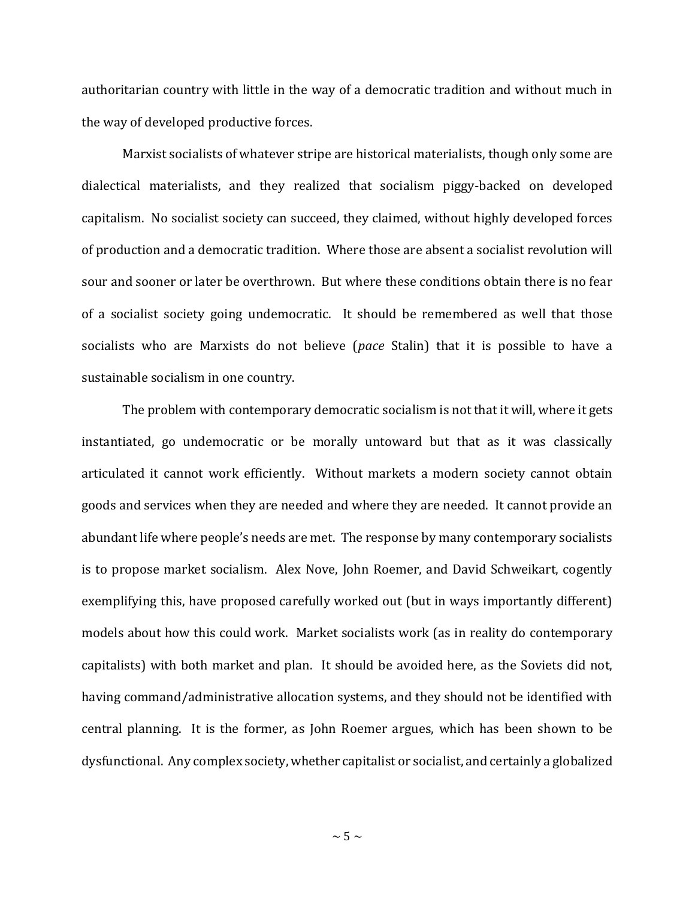authoritarian country with little in the way of a democratic tradition and without much in the way of developed productive forces.

Marxist socialists of whatever stripe are historical materialists, though only some are dialectical materialists, and they realized that socialism piggy-backed on developed capitalism. No socialist society can succeed, they claimed, without highly developed forces of production and a democratic tradition. Where those are absent a socialist revolution will sour and sooner or later be overthrown. But where these conditions obtain there is no fear of a socialist society going undemocratic. It should be remembered as well that those socialists who are Marxists do not believe (*pace* Stalin) that it is possible to have a sustainable socialism in one country.

The problem with contemporary democratic socialism is not that it will, where it gets instantiated, go undemocratic or be morally untoward but that as it was classically articulated it cannot work efficiently. Without markets a modern society cannot obtain goods and services when they are needed and where they are needed. It cannot provide an abundant life where people's needs are met. The response by many contemporary socialists is to propose market socialism. Alex Nove, John Roemer, and David Schweikart, cogently exemplifying this, have proposed carefully worked out (but in ways importantly different) models about how this could work. Market socialists work (as in reality do contemporary capitalists) with both market and plan. It should be avoided here, as the Soviets did not, having command/administrative allocation systems, and they should not be identified with central planning. It is the former, as John Roemer argues, which has been shown to be dysfunctional. Any complex society, whether capitalist or socialist, and certainly a globalized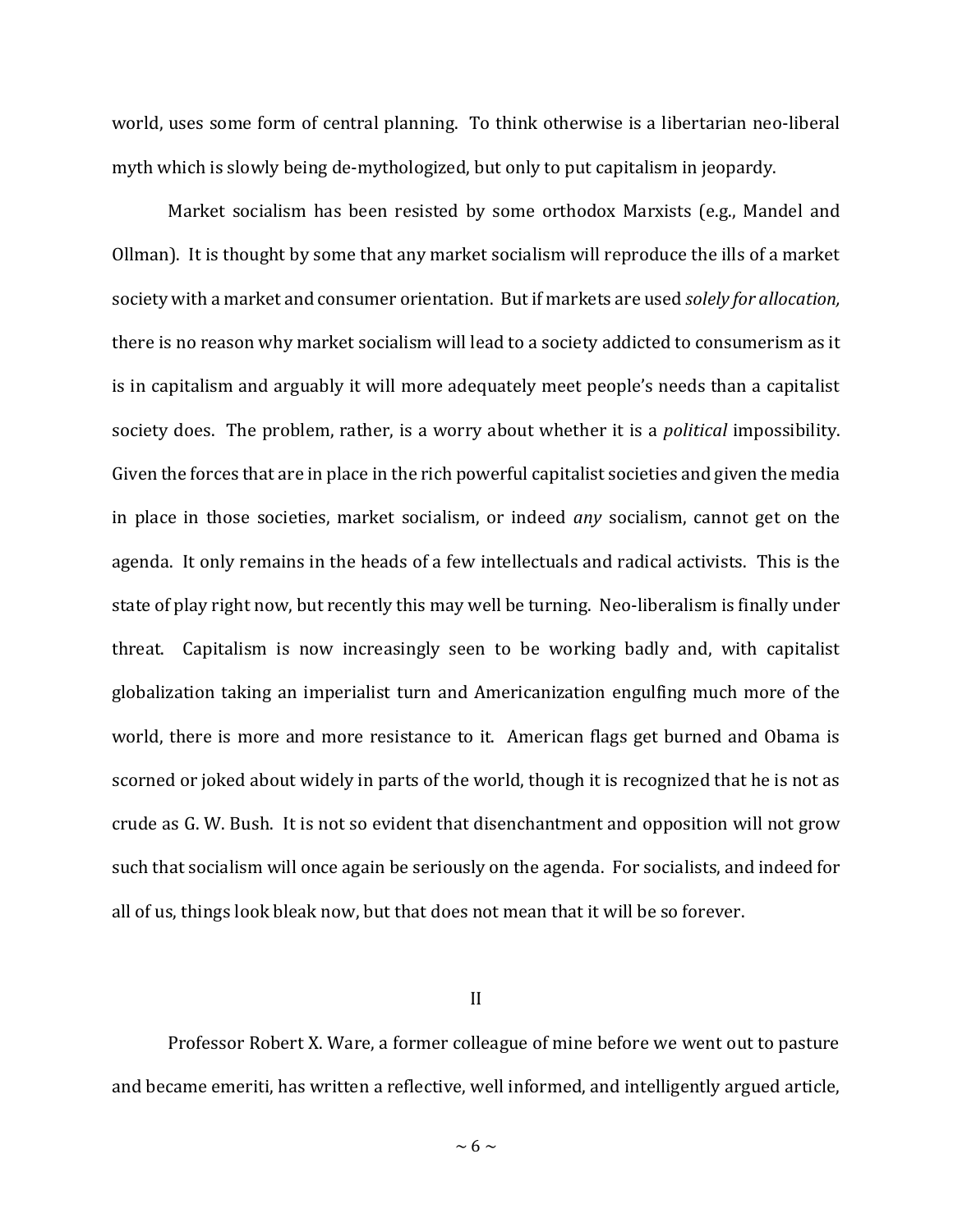world, uses some form of central planning. To think otherwise is a libertarian neo-liberal myth which is slowly being de-mythologized, but only to put capitalism in jeopardy.

Market socialism has been resisted by some orthodox Marxists (e.g., Mandel and Ollman). It is thought by some that any market socialism will reproduce the ills of a market society with a market and consumer orientation. But if markets are used *solely for allocation,* there is no reason why market socialism will lead to a society addicted to consumerism as it is in capitalism and arguably it will more adequately meet people's needs than a capitalist society does. The problem, rather, is a worry about whether it is a *political* impossibility. Given the forces that are in place in the rich powerful capitalist societies and given the media in place in those societies, market socialism, or indeed *any* socialism, cannot get on the agenda. It only remains in the heads of a few intellectuals and radical activists. This is the state of play right now, but recently this may well be turning. Neo-liberalism is finally under threat. Capitalism is now increasingly seen to be working badly and, with capitalist globalization taking an imperialist turn and Americanization engulfing much more of the world, there is more and more resistance to it. American flags get burned and Obama is scorned or joked about widely in parts of the world, though it is recognized that he is not as crude as G. W. Bush. It is not so evident that disenchantment and opposition will not grow such that socialism will once again be seriously on the agenda. For socialists, and indeed for all of us, things look bleak now, but that does not mean that it will be so forever.

## II

Professor Robert X. Ware, a former colleague of mine before we went out to pasture and became emeriti, has written a reflective, well informed, and intelligently argued article,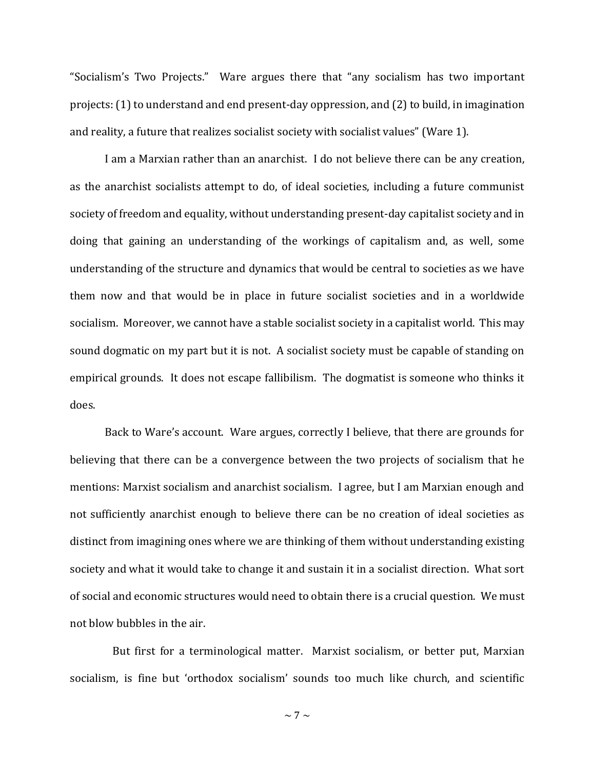"Socialism's Two Projects." Ware argues there that "any socialism has two important projects: (1) to understand and end present-day oppression, and (2) to build, in imagination and reality, a future that realizes socialist society with socialist values" (Ware 1).

I am a Marxian rather than an anarchist. I do not believe there can be any creation, as the anarchist socialists attempt to do, of ideal societies, including a future communist society of freedom and equality, without understanding present-day capitalist society and in doing that gaining an understanding of the workings of capitalism and, as well, some understanding of the structure and dynamics that would be central to societies as we have them now and that would be in place in future socialist societies and in a worldwide socialism. Moreover, we cannot have a stable socialist society in a capitalist world. This may sound dogmatic on my part but it is not. A socialist society must be capable of standing on empirical grounds. It does not escape fallibilism. The dogmatist is someone who thinks it does.

Back to Ware's account. Ware argues, correctly I believe, that there are grounds for believing that there can be a convergence between the two projects of socialism that he mentions: Marxist socialism and anarchist socialism. I agree, but I am Marxian enough and not sufficiently anarchist enough to believe there can be no creation of ideal societies as distinct from imagining ones where we are thinking of them without understanding existing society and what it would take to change it and sustain it in a socialist direction. What sort of social and economic structures would need to obtain there is a crucial question. We must not blow bubbles in the air.

But first for a terminological matter. Marxist socialism, or better put, Marxian socialism, is fine but 'orthodox socialism' sounds too much like church, and scientific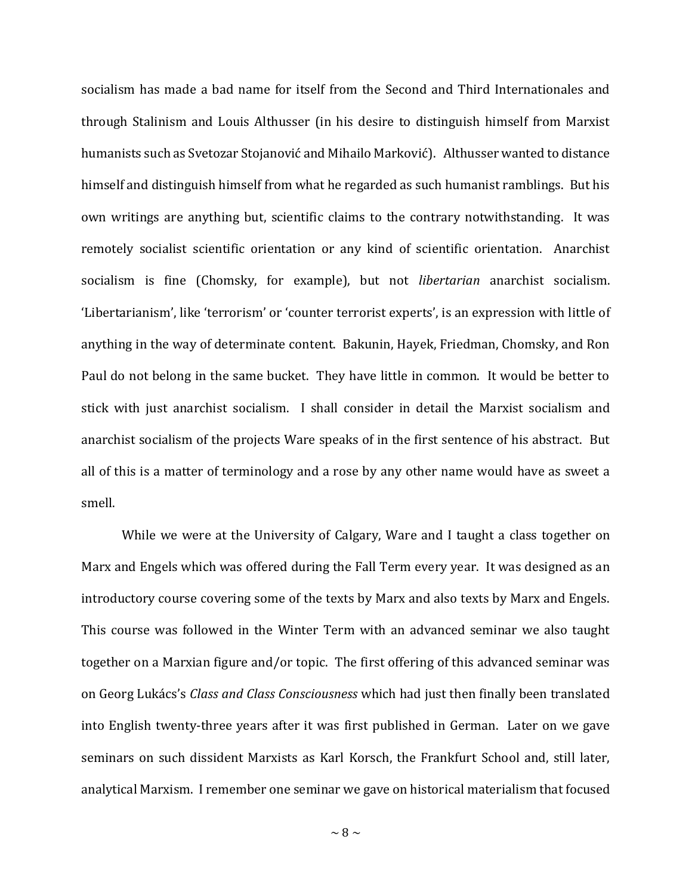socialism has made a bad name for itself from the Second and Third Internationales and through Stalinism and Louis Althusser (in his desire to distinguish himself from Marxist humanists such as Svetozar Stojanović and Mihailo Marković). Althusser wanted to distance himself and distinguish himself from what he regarded as such humanist ramblings. But his own writings are anything but, scientific claims to the contrary notwithstanding. It was remotely socialist scientific orientation or any kind of scientific orientation. Anarchist socialism is fine (Chomsky, for example), but not *libertarian* anarchist socialism. 'Libertarianism', like 'terrorism' or 'counter terrorist experts', is an expression with little of anything in the way of determinate content. Bakunin, Hayek, Friedman, Chomsky, and Ron Paul do not belong in the same bucket. They have little in common. It would be better to stick with just anarchist socialism. I shall consider in detail the Marxist socialism and anarchist socialism of the projects Ware speaks of in the first sentence of his abstract. But all of this is a matter of terminology and a rose by any other name would have as sweet a smell.

While we were at the University of Calgary, Ware and I taught a class together on Marx and Engels which was offered during the Fall Term every year. It was designed as an introductory course covering some of the texts by Marx and also texts by Marx and Engels. This course was followed in the Winter Term with an advanced seminar we also taught together on a Marxian figure and/or topic. The first offering of this advanced seminar was on Georg Lukács's *Class and Class Consciousness* which had just then finally been translated into English twenty-three years after it was first published in German. Later on we gave seminars on such dissident Marxists as Karl Korsch, the Frankfurt School and, still later, analytical Marxism. I remember one seminar we gave on historical materialism that focused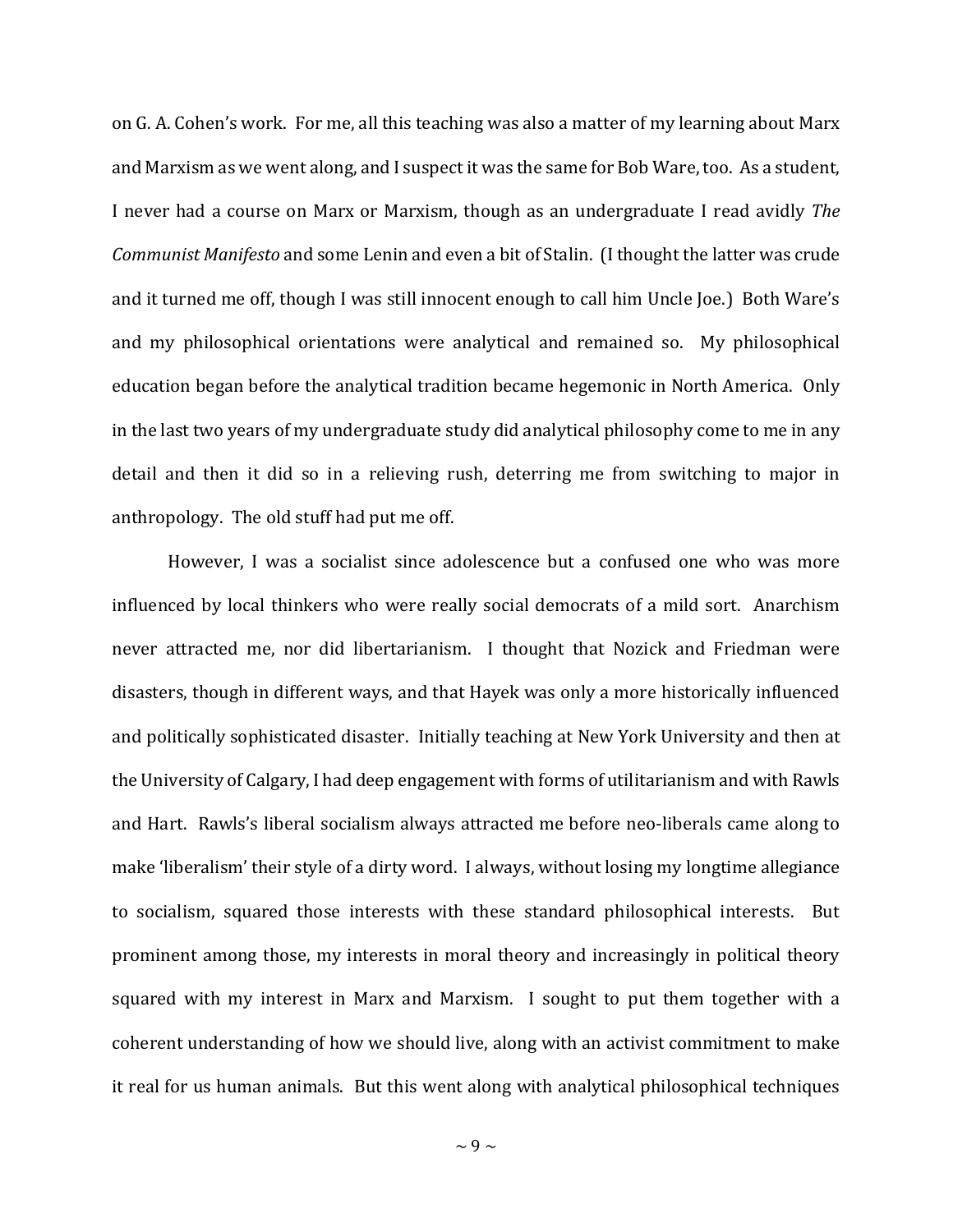on G. A. Cohen's work. For me, all this teaching was also a matter of my learning about Marx and Marxism as we went along, and I suspect it was the same for Bob Ware, too. As a student, I never had a course on Marx or Marxism, though as an undergraduate I read avidly *The Communist Manifesto* and some Lenin and even a bit of Stalin. (I thought the latter was crude and it turned me off, though I was still innocent enough to call him Uncle Joe.) Both Ware's and my philosophical orientations were analytical and remained so. My philosophical education began before the analytical tradition became hegemonic in North America. Only in the last two years of my undergraduate study did analytical philosophy come to me in any detail and then it did so in a relieving rush, deterring me from switching to major in anthropology. The old stuff had put me off.

However, I was a socialist since adolescence but a confused one who was more influenced by local thinkers who were really social democrats of a mild sort. Anarchism never attracted me, nor did libertarianism. I thought that Nozick and Friedman were disasters, though in different ways, and that Hayek was only a more historically influenced and politically sophisticated disaster. Initially teaching at New York University and then at the University of Calgary, I had deep engagement with forms of utilitarianism and with Rawls and Hart. Rawls's liberal socialism always attracted me before neo-liberals came along to make 'liberalism' their style of a dirty word. I always, without losing my longtime allegiance to socialism, squared those interests with these standard philosophical interests. But prominent among those, my interests in moral theory and increasingly in political theory squared with my interest in Marx and Marxism. I sought to put them together with a coherent understanding of how we should live, along with an activist commitment to make it real for us human animals. But this went along with analytical philosophical techniques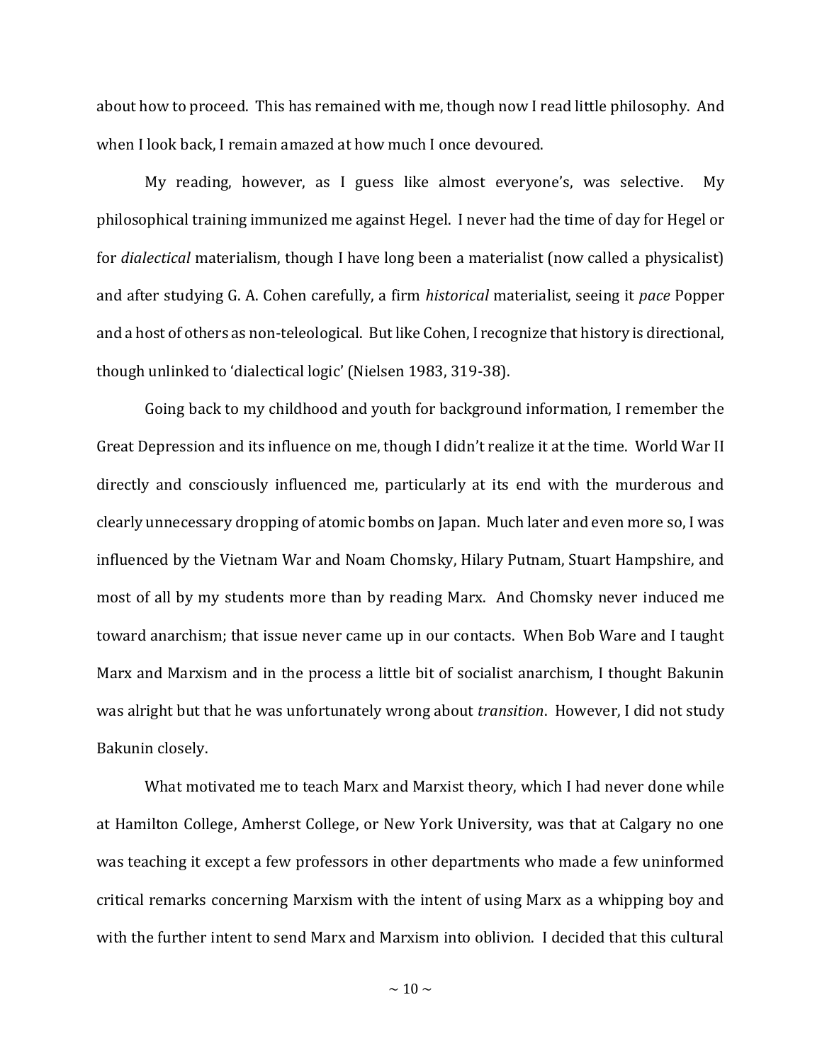about how to proceed. This has remained with me, though now I read little philosophy. And when I look back, I remain amazed at how much I once devoured.

My reading, however, as I guess like almost everyone's, was selective. My philosophical training immunized me against Hegel. I never had the time of day for Hegel or for *dialectical* materialism, though I have long been a materialist (now called a physicalist) and after studying G. A. Cohen carefully, a firm *historical* materialist, seeing it *pace* Popper and a host of others as non-teleological. But like Cohen, I recognize that history is directional, though unlinked to 'dialectical logic' (Nielsen 1983, 319-38).

Going back to my childhood and youth for background information, I remember the Great Depression and its influence on me, though I didn't realize it at the time. World War II directly and consciously influenced me, particularly at its end with the murderous and clearly unnecessary dropping of atomic bombs on Japan. Much later and even more so, I was influenced by the Vietnam War and Noam Chomsky, Hilary Putnam, Stuart Hampshire, and most of all by my students more than by reading Marx. And Chomsky never induced me toward anarchism; that issue never came up in our contacts. When Bob Ware and I taught Marx and Marxism and in the process a little bit of socialist anarchism, I thought Bakunin was alright but that he was unfortunately wrong about *transition*. However, I did not study Bakunin closely.

What motivated me to teach Marx and Marxist theory, which I had never done while at Hamilton College, Amherst College, or New York University, was that at Calgary no one was teaching it except a few professors in other departments who made a few uninformed critical remarks concerning Marxism with the intent of using Marx as a whipping boy and with the further intent to send Marx and Marxism into oblivion. I decided that this cultural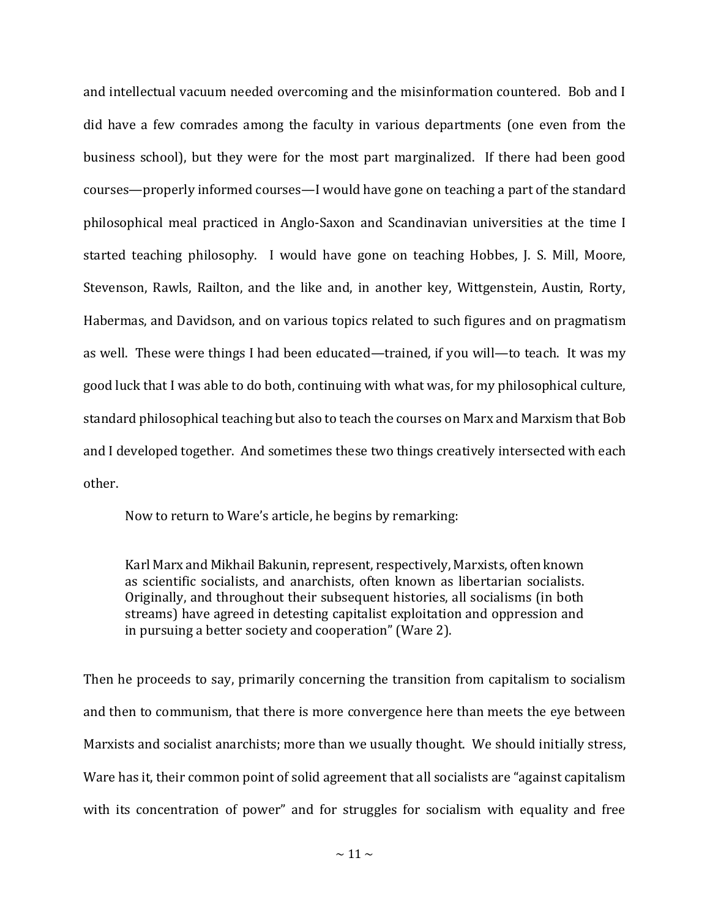and intellectual vacuum needed overcoming and the misinformation countered. Bob and I did have a few comrades among the faculty in various departments (one even from the business school), but they were for the most part marginalized. If there had been good courses—properly informed courses—I would have gone on teaching a part of the standard philosophical meal practiced in Anglo-Saxon and Scandinavian universities at the time I started teaching philosophy. I would have gone on teaching Hobbes, J. S. Mill, Moore, Stevenson, Rawls, Railton, and the like and, in another key, Wittgenstein, Austin, Rorty, Habermas, and Davidson, and on various topics related to such figures and on pragmatism as well. These were things I had been educated—trained, if you will—to teach. It was my good luck that I was able to do both, continuing with what was, for my philosophical culture, standard philosophical teaching but also to teach the courses on Marx and Marxism that Bob and I developed together. And sometimes these two things creatively intersected with each other.

Now to return to Ware's article, he begins by remarking:

> Karl Marx and Mikhail Bakunin, represent, respectively, Marxists, often known as scientific socialists, and anarchists, often known as libertarian socialists. Originally, and throughout their subsequent histories, all socialisms (in both streams) have agreed in detesting capitalist exploitation and oppression and in pursuing a better society and cooperation" (Ware 2).

Then he proceeds to say, primarily concerning the transition from capitalism to socialism and then to communism, that there is more convergence here than meets the eye between Marxists and socialist anarchists; more than we usually thought. We should initially stress, Ware has it, their common point of solid agreement that all socialists are "against capitalism with its concentration of power" and for struggles for socialism with equality and free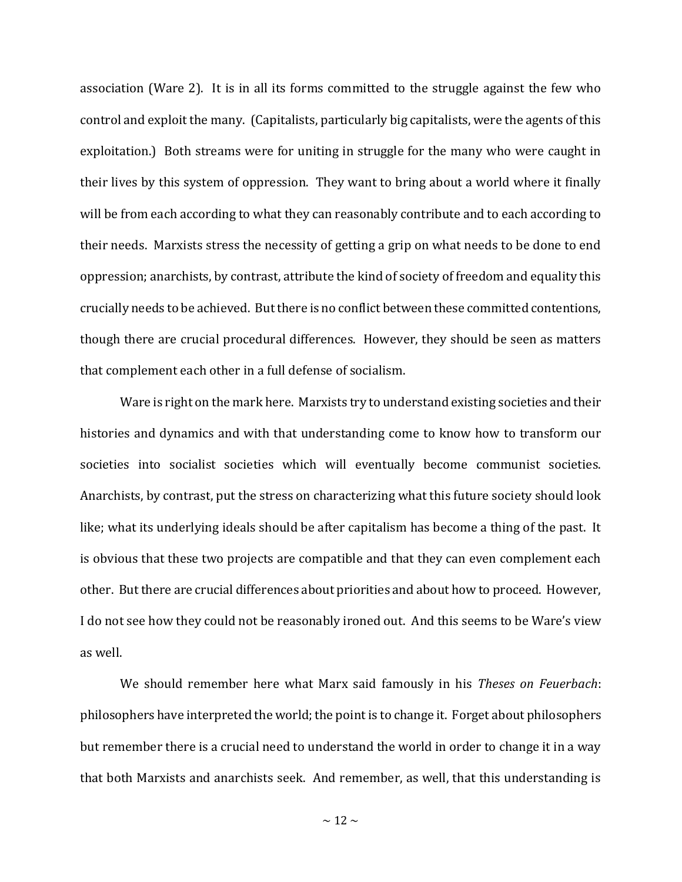association (Ware 2). It is in all its forms committed to the struggle against the few who control and exploit the many. (Capitalists, particularly big capitalists, were the agents of this exploitation.) Both streams were for uniting in struggle for the many who were caught in their lives by this system of oppression. They want to bring about a world where it finally will be from each according to what they can reasonably contribute and to each according to their needs. Marxists stress the necessity of getting a grip on what needs to be done to end oppression; anarchists, by contrast, attribute the kind of society of freedom and equality this crucially needs to be achieved. But there is no conflict between these committed contentions, though there are crucial procedural differences. However, they should be seen as matters that complement each other in a full defense of socialism.

Ware is right on the mark here. Marxists try to understand existing societies and their histories and dynamics and with that understanding come to know how to transform our societies into socialist societies which will eventually become communist societies. Anarchists, by contrast, put the stress on characterizing what this future society should look like; what its underlying ideals should be after capitalism has become a thing of the past. It is obvious that these two projects are compatible and that they can even complement each other. But there are crucial differences about priorities and about how to proceed. However, I do not see how they could not be reasonably ironed out. And this seems to be Ware's view as well.

We should remember here what Marx said famously in his *Theses on Feuerbach*: philosophers have interpreted the world; the point is to change it. Forget about philosophers but remember there is a crucial need to understand the world in order to change it in a way that both Marxists and anarchists seek. And remember, as well, that this understanding is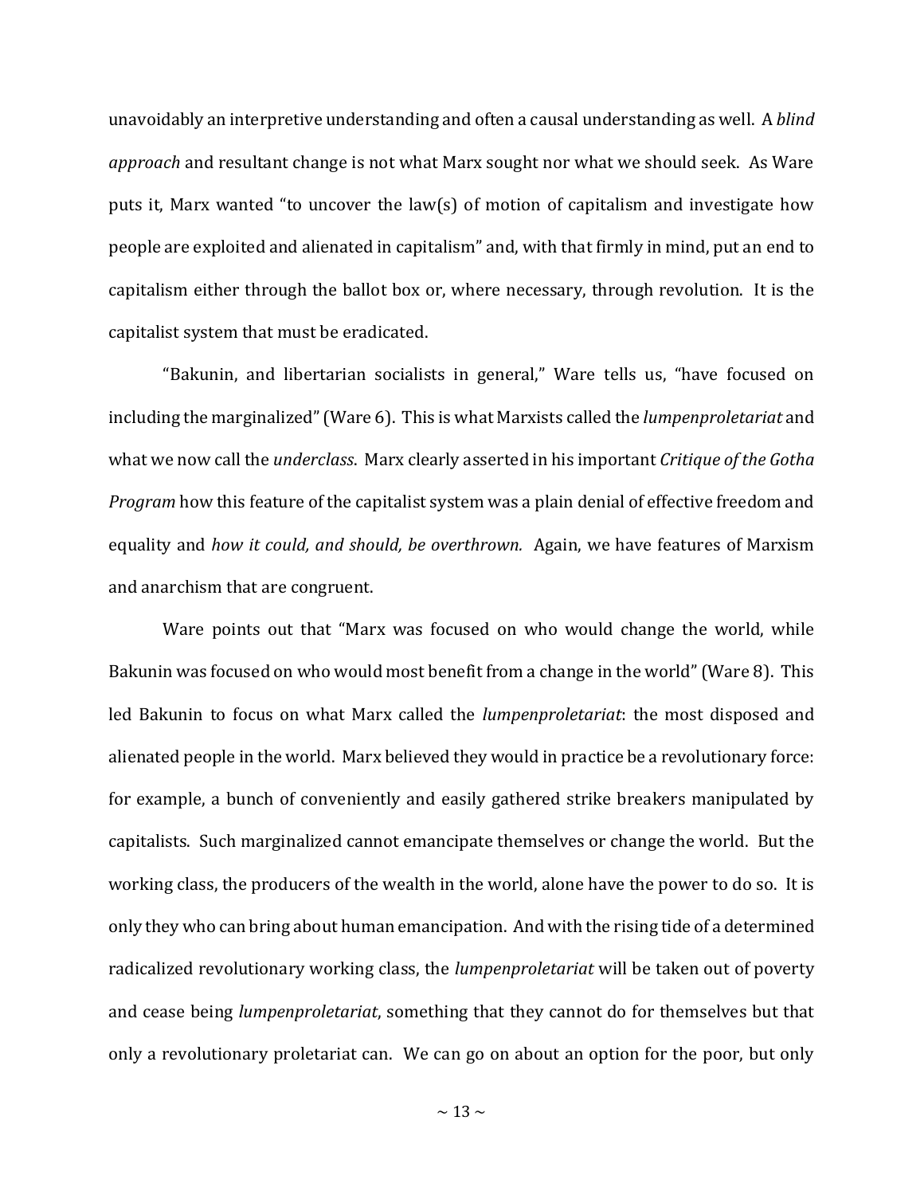unavoidably an interpretive understanding and often a causal understanding as well. A *blind approach* and resultant change is not what Marx sought nor what we should seek. As Ware puts it, Marx wanted "to uncover the law(s) of motion of capitalism and investigate how people are exploited and alienated in capitalism" and, with that firmly in mind, put an end to capitalism either through the ballot box or, where necessary, through revolution. It is the capitalist system that must be eradicated.

"Bakunin, and libertarian socialists in general," Ware tells us, "have focused on including the marginalized" (Ware 6). This is what Marxists called the *lumpenproletariat* and what we now call the *underclass*. Marx clearly asserted in his important *Critique of the Gotha Program* how this feature of the capitalist system was a plain denial of effective freedom and equality and *how it could, and should, be overthrown.* Again, we have features of Marxism and anarchism that are congruent.

Ware points out that "Marx was focused on who would change the world, while Bakunin was focused on who would most benefit from a change in the world" (Ware 8). This led Bakunin to focus on what Marx called the *lumpenproletariat*: the most disposed and alienated people in the world. Marx believed they would in practice be a revolutionary force: for example, a bunch of conveniently and easily gathered strike breakers manipulated by capitalists. Such marginalized cannot emancipate themselves or change the world. But the working class, the producers of the wealth in the world, alone have the power to do so. It is only they who can bring about human emancipation. And with the rising tide of a determined radicalized revolutionary working class, the *lumpenproletariat* will be taken out of poverty and cease being *lumpenproletariat*, something that they cannot do for themselves but that only a revolutionary proletariat can. We can go on about an option for the poor, but only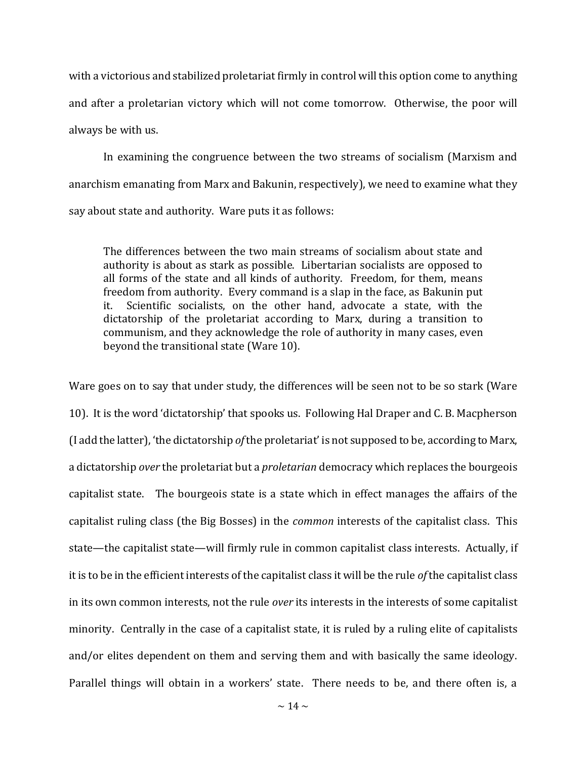with a victorious and stabilized proletariat firmly in control will this option come to anything and after a proletarian victory which will not come tomorrow. Otherwise, the poor will always be with us.

In examining the congruence between the two streams of socialism (Marxism and anarchism emanating from Marx and Bakunin, respectively), we need to examine what they say about state and authority. Ware puts it as follows:

> The differences between the two main streams of socialism about state and authority is about as stark as possible. Libertarian socialists are opposed to all forms of the state and all kinds of authority. Freedom, for them, means freedom from authority. Every command is a slap in the face, as Bakunin put it. Scientific socialists, on the other hand, advocate a state, with the dictatorship of the proletariat according to Marx, during a transition to communism, and they acknowledge the role of authority in many cases, even beyond the transitional state (Ware 10).

Ware goes on to say that under study, the differences will be seen not to be so stark (Ware 10). It is the word 'dictatorship' that spooks us. Following Hal Draper and C. B. Macpherson (I add the latter), 'the dictatorship *of* the proletariat' is not supposed to be, according to Marx, a dictatorship *over* the proletariat but a *proletarian* democracy which replaces the bourgeois capitalist state. The bourgeois state is a state which in effect manages the affairs of the capitalist ruling class (the Big Bosses) in the *common* interests of the capitalist class. This state—the capitalist state—will firmly rule in common capitalist class interests. Actually, if it is to be in the efficient interests of the capitalist class it will be the rule *of* the capitalist class in its own common interests, not the rule *over* its interests in the interests of some capitalist minority. Centrally in the case of a capitalist state, it is ruled by a ruling elite of capitalists and/or elites dependent on them and serving them and with basically the same ideology. Parallel things will obtain in a workers' state. There needs to be, and there often is, a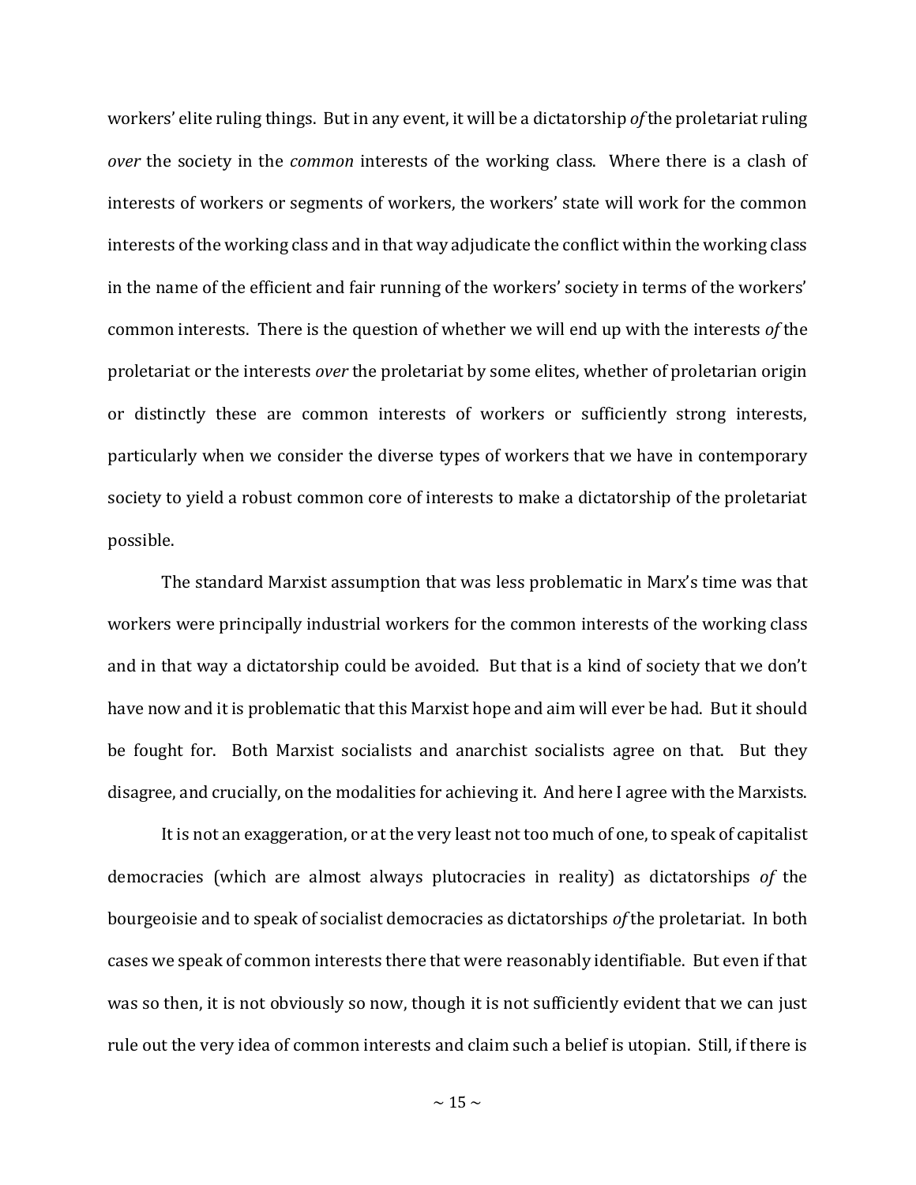workers' elite ruling things. But in any event, it will be a dictatorship *of* the proletariat ruling *over* the society in the *common* interests of the working class. Where there is a clash of interests of workers or segments of workers, the workers' state will work for the common interests of the working class and in that way adjudicate the conflict within the working class in the name of the efficient and fair running of the workers' society in terms of the workers' common interests. There is the question of whether we will end up with the interests *of* the proletariat or the interests *over* the proletariat by some elites, whether of proletarian origin or distinctly these are common interests of workers or sufficiently strong interests, particularly when we consider the diverse types of workers that we have in contemporary society to yield a robust common core of interests to make a dictatorship of the proletariat possible.

The standard Marxist assumption that was less problematic in Marx's time was that workers were principally industrial workers for the common interests of the working class and in that way a dictatorship could be avoided. But that is a kind of society that we don't have now and it is problematic that this Marxist hope and aim will ever be had. But it should be fought for. Both Marxist socialists and anarchist socialists agree on that. But they disagree, and crucially, on the modalities for achieving it. And here I agree with the Marxists.

It is not an exaggeration, or at the very least not too much of one, to speak of capitalist democracies (which are almost always plutocracies in reality) as dictatorships *of* the bourgeoisie and to speak of socialist democracies as dictatorships *of* the proletariat. In both cases we speak of common interests there that were reasonably identifiable. But even if that was so then, it is not obviously so now, though it is not sufficiently evident that we can just rule out the very idea of common interests and claim such a belief is utopian. Still, if there is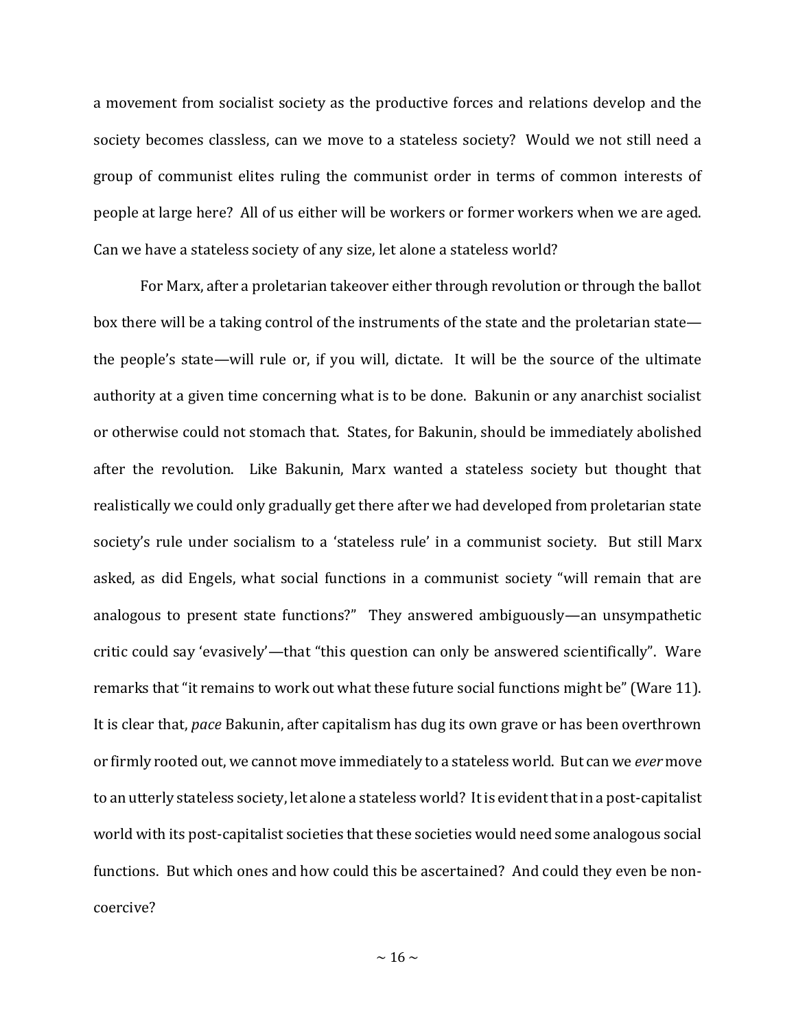a movement from socialist society as the productive forces and relations develop and the society becomes classless, can we move to a stateless society? Would we not still need a group of communist elites ruling the communist order in terms of common interests of people at large here? All of us either will be workers or former workers when we are aged. Can we have a stateless society of any size, let alone a stateless world?

For Marx, after a proletarian takeover either through revolution or through the ballot box there will be a taking control of the instruments of the state and the proletarian state—the people's state—will rule or, if you will, dictate. It will be the source of the ultimate authority at a given time concerning what is to be done. Bakunin or any anarchist socialist or otherwise could not stomach that. States, for Bakunin, should be immediately abolished after the revolution. Like Bakunin, Marx wanted a stateless society but thought that realistically we could only gradually get there after we had developed from proletarian state society's rule under socialism to a 'stateless rule' in a communist society. But still Marx asked, as did Engels, what social functions in a communist society "will remain that are analogous to present state functions?" They answered ambiguously—an unsympathetic critic could say 'evasively'—that "this question can only be answered scientifically". Ware remarks that "it remains to work out what these future social functions might be" (Ware 11). It is clear that, *pace* Bakunin, after capitalism has dug its own grave or has been overthrown or firmly rooted out, we cannot move immediately to a stateless world. But can we *ever* move to an utterly stateless society, let alone a stateless world? It is evident that in a post-capitalist world with its post-capitalist societies that these societies would need some analogous social functions. But which ones and how could this be ascertained? And could they even be non-coercive?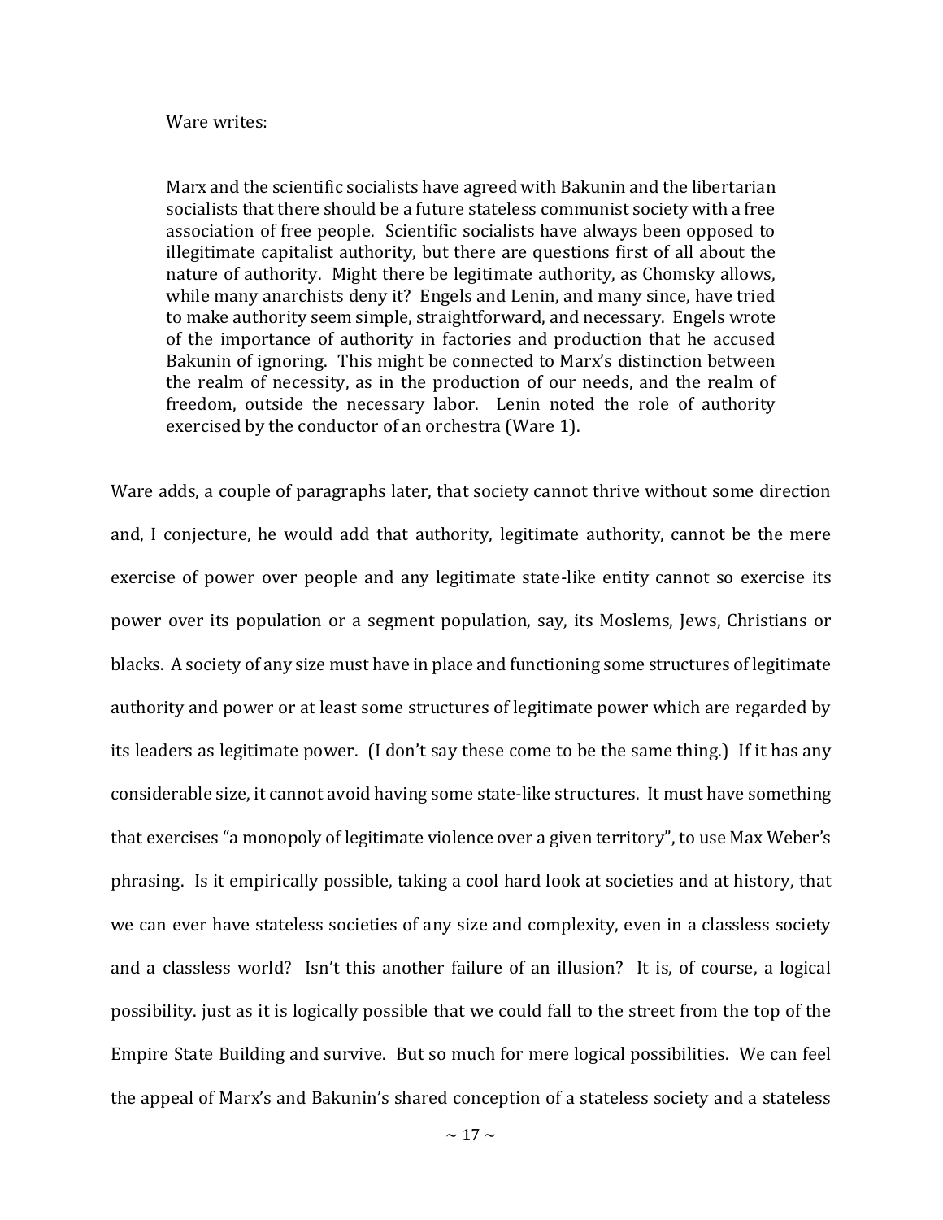Ware writes:

> Marx and the scientific socialists have agreed with Bakunin and the libertarian socialists that there should be a future stateless communist society with a free association of free people. Scientific socialists have always been opposed to illegitimate capitalist authority, but there are questions first of all about the nature of authority. Might there be legitimate authority, as Chomsky allows, while many anarchists deny it? Engels and Lenin, and many since, have tried to make authority seem simple, straightforward, and necessary. Engels wrote of the importance of authority in factories and production that he accused Bakunin of ignoring. This might be connected to Marx's distinction between the realm of necessity, as in the production of our needs, and the realm of freedom, outside the necessary labor. Lenin noted the role of authority exercised by the conductor of an orchestra (Ware 1).

Ware adds, a couple of paragraphs later, that society cannot thrive without some direction and, I conjecture, he would add that authority, legitimate authority, cannot be the mere exercise of power over people and any legitimate state-like entity cannot so exercise its power over its population or a segment population, say, its Moslems, Jews, Christians or blacks. A society of any size must have in place and functioning some structures of legitimate authority and power or at least some structures of legitimate power which are regarded by its leaders as legitimate power. (I don't say these come to be the same thing.) If it has any considerable size, it cannot avoid having some state-like structures. It must have something that exercises "a monopoly of legitimate violence over a given territory", to use Max Weber's phrasing. Is it empirically possible, taking a cool hard look at societies and at history, that we can ever have stateless societies of any size and complexity, even in a classless society and a classless world? Isn't this another failure of an illusion? It is, of course, a logical possibility. just as it is logically possible that we could fall to the street from the top of the Empire State Building and survive. But so much for mere logical possibilities. We can feel the appeal of Marx's and Bakunin's shared conception of a stateless society and a stateless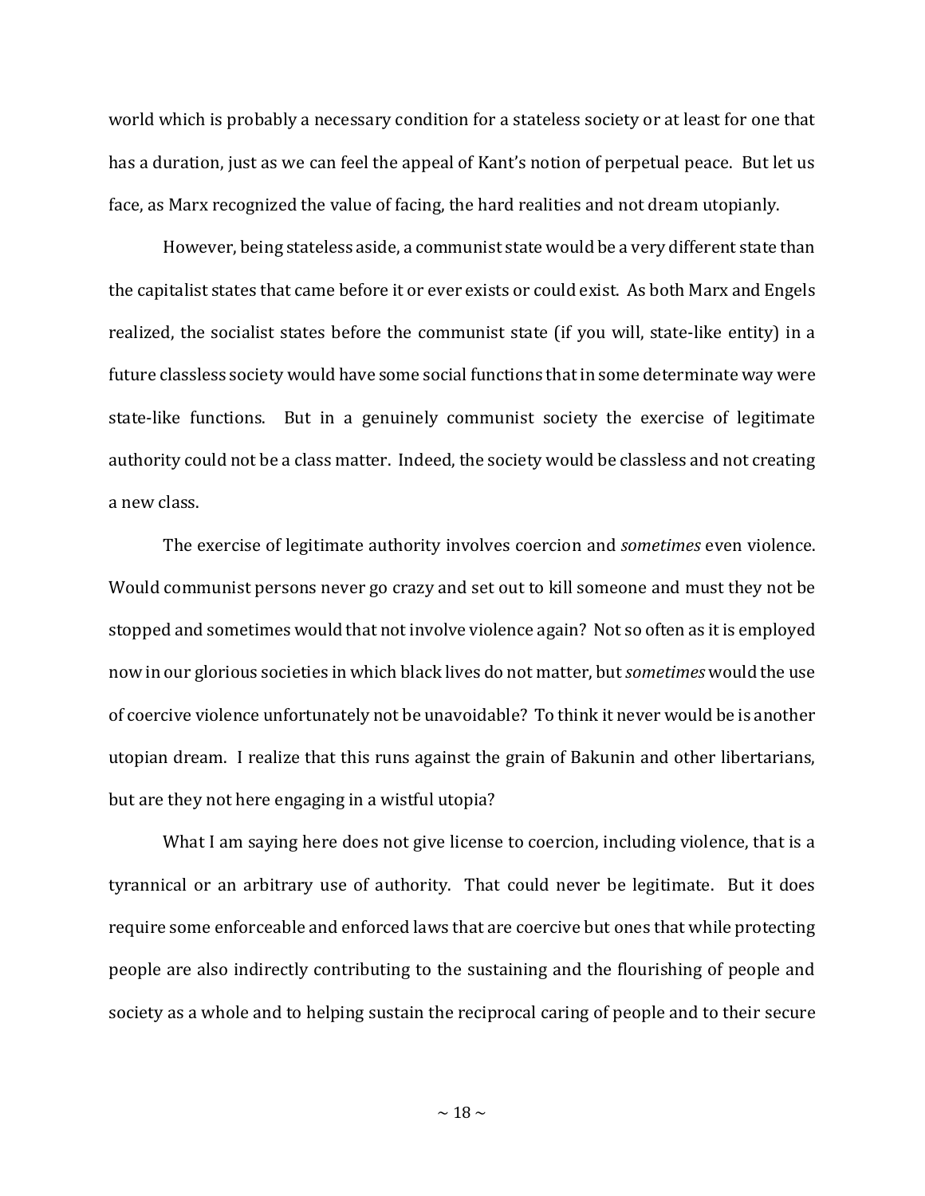world which is probably a necessary condition for a stateless society or at least for one that has a duration, just as we can feel the appeal of Kant's notion of perpetual peace. But let us face, as Marx recognized the value of facing, the hard realities and not dream utopianly.

However, being stateless aside, a communist state would be a very different state than the capitalist states that came before it or ever exists or could exist. As both Marx and Engels realized, the socialist states before the communist state (if you will, state-like entity) in a future classless society would have some social functions that in some determinate way were state-like functions. But in a genuinely communist society the exercise of legitimate authority could not be a class matter. Indeed, the society would be classless and not creating a new class.

The exercise of legitimate authority involves coercion and *sometimes* even violence. Would communist persons never go crazy and set out to kill someone and must they not be stopped and sometimes would that not involve violence again? Not so often as it is employed now in our glorious societies in which black lives do not matter, but *sometimes* would the use of coercive violence unfortunately not be unavoidable? To think it never would be is another utopian dream. I realize that this runs against the grain of Bakunin and other libertarians, but are they not here engaging in a wistful utopia?

What I am saying here does not give license to coercion, including violence, that is a tyrannical or an arbitrary use of authority. That could never be legitimate. But it does require some enforceable and enforced laws that are coercive but ones that while protecting people are also indirectly contributing to the sustaining and the flourishing of people and society as a whole and to helping sustain the reciprocal caring of people and to their secure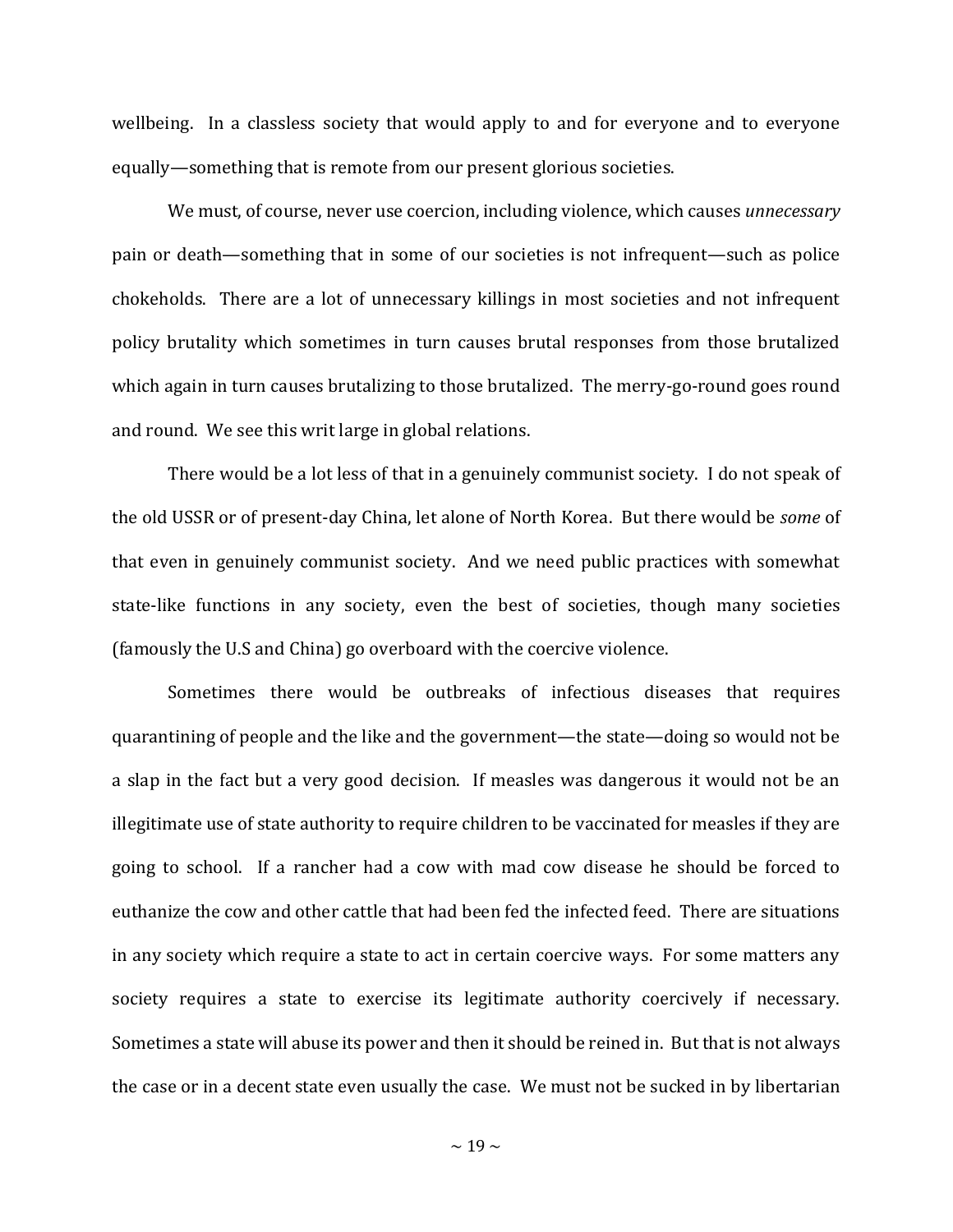wellbeing. In a classless society that would apply to and for everyone and to everyone equally—something that is remote from our present glorious societies.

We must, of course, never use coercion, including violence, which causes *unnecessary* pain or death—something that in some of our societies is not infrequent—such as police chokeholds. There are a lot of unnecessary killings in most societies and not infrequent policy brutality which sometimes in turn causes brutal responses from those brutalized which again in turn causes brutalizing to those brutalized. The merry-go-round goes round and round. We see this writ large in global relations.

There would be a lot less of that in a genuinely communist society. I do not speak of the old USSR or of present-day China, let alone of North Korea. But there would be *some* of that even in genuinely communist society. And we need public practices with somewhat state-like functions in any society, even the best of societies, though many societies (famously the U.S and China) go overboard with the coercive violence.

Sometimes there would be outbreaks of infectious diseases that requires quarantining of people and the like and the government—the state—doing so would not be a slap in the fact but a very good decision. If measles was dangerous it would not be an illegitimate use of state authority to require children to be vaccinated for measles if they are going to school. If a rancher had a cow with mad cow disease he should be forced to euthanize the cow and other cattle that had been fed the infected feed. There are situations in any society which require a state to act in certain coercive ways. For some matters any society requires a state to exercise its legitimate authority coercively if necessary. Sometimes a state will abuse its power and then it should be reined in. But that is not always the case or in a decent state even usually the case. We must not be sucked in by libertarian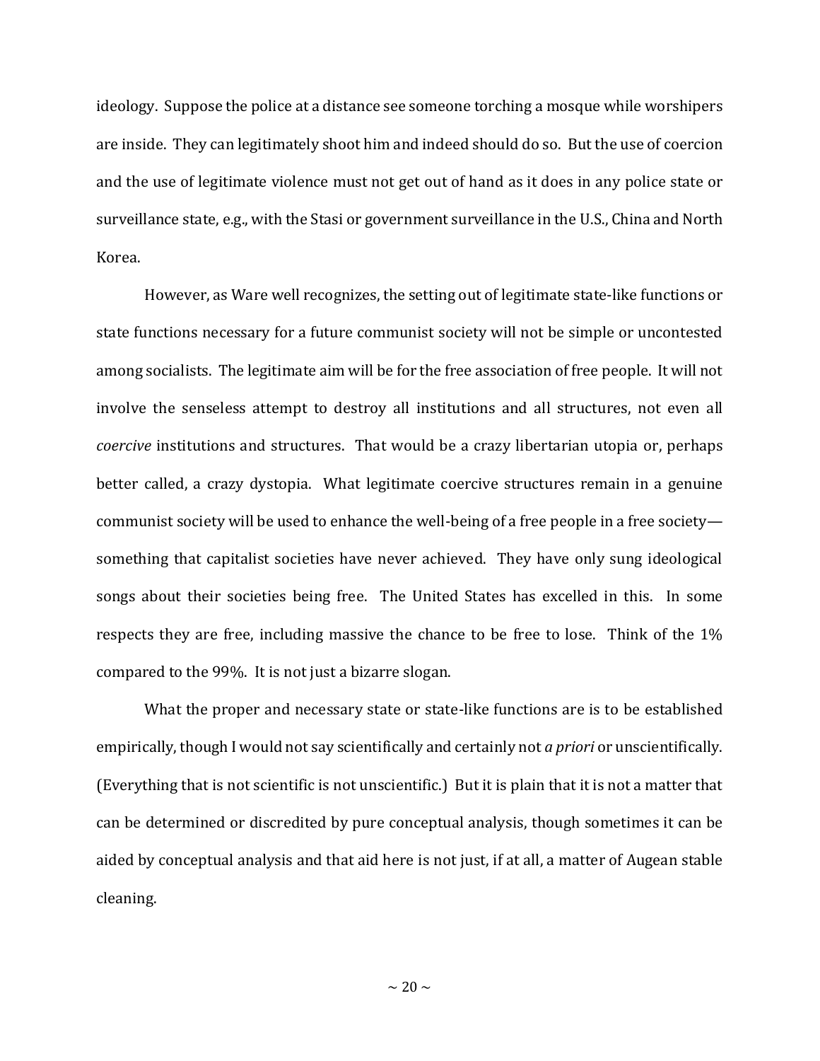ideology. Suppose the police at a distance see someone torching a mosque while worshipers are inside. They can legitimately shoot him and indeed should do so. But the use of coercion and the use of legitimate violence must not get out of hand as it does in any police state or surveillance state, e.g., with the Stasi or government surveillance in the U.S., China and North Korea.

However, as Ware well recognizes, the setting out of legitimate state-like functions or state functions necessary for a future communist society will not be simple or uncontested among socialists. The legitimate aim will be for the free association of free people. It will not involve the senseless attempt to destroy all institutions and all structures, not even all *coercive* institutions and structures. That would be a crazy libertarian utopia or, perhaps better called, a crazy dystopia. What legitimate coercive structures remain in a genuine communist society will be used to enhance the well-being of a free people in a free society—something that capitalist societies have never achieved. They have only sung ideological songs about their societies being free. The United States has excelled in this. In some respects they are free, including massive the chance to be free to lose. Think of the 1% compared to the 99%. It is not just a bizarre slogan.

What the proper and necessary state or state-like functions are is to be established empirically, though I would not say scientifically and certainly not *a priori* or unscientifically. (Everything that is not scientific is not unscientific.) But it is plain that it is not a matter that can be determined or discredited by pure conceptual analysis, though sometimes it can be aided by conceptual analysis and that aid here is not just, if at all, a matter of Augean stable cleaning.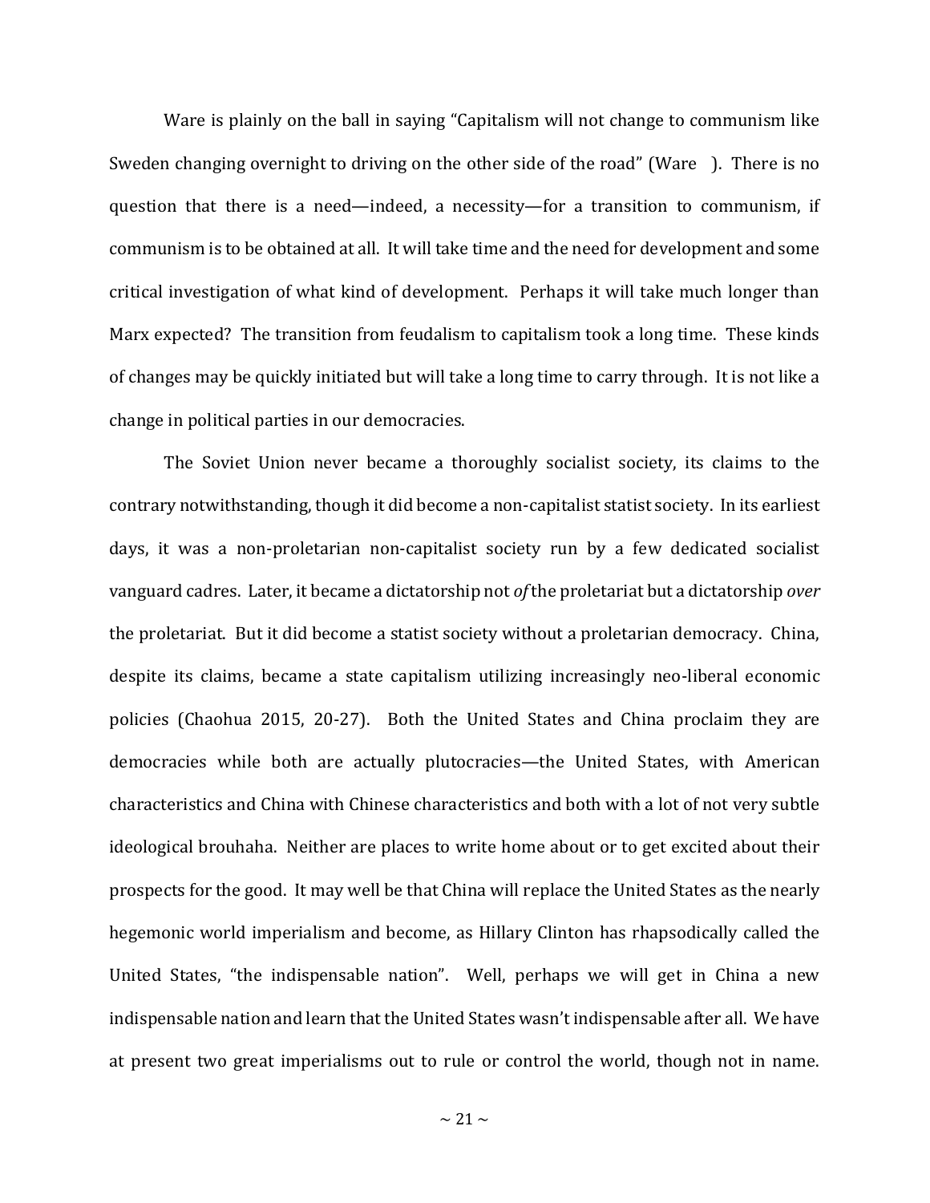Ware is plainly on the ball in saying "Capitalism will not change to communism like Sweden changing overnight to driving on the other side of the road" (Ware ). There is no question that there is a need—indeed, a necessity—for a transition to communism, if communism is to be obtained at all. It will take time and the need for development and some critical investigation of what kind of development. Perhaps it will take much longer than Marx expected? The transition from feudalism to capitalism took a long time. These kinds of changes may be quickly initiated but will take a long time to carry through. It is not like a change in political parties in our democracies.

The Soviet Union never became a thoroughly socialist society, its claims to the contrary notwithstanding, though it did become a non-capitalist statist society. In its earliest days, it was a non-proletarian non-capitalist society run by a few dedicated socialist vanguard cadres. Later, it became a dictatorship not *of* the proletariat but a dictatorship *over* the proletariat. But it did become a statist society without a proletarian democracy. China, despite its claims, became a state capitalism utilizing increasingly neo-liberal economic policies (Chaohua 2015, 20-27). Both the United States and China proclaim they are democracies while both are actually plutocracies—the United States, with American characteristics and China with Chinese characteristics and both with a lot of not very subtle ideological brouhaha. Neither are places to write home about or to get excited about their prospects for the good. It may well be that China will replace the United States as the nearly hegemonic world imperialism and become, as Hillary Clinton has rhapsodically called the United States, "the indispensable nation". Well, perhaps we will get in China a new indispensable nation and learn that the United States wasn't indispensable after all. We have at present two great imperialisms out to rule or control the world, though not in name.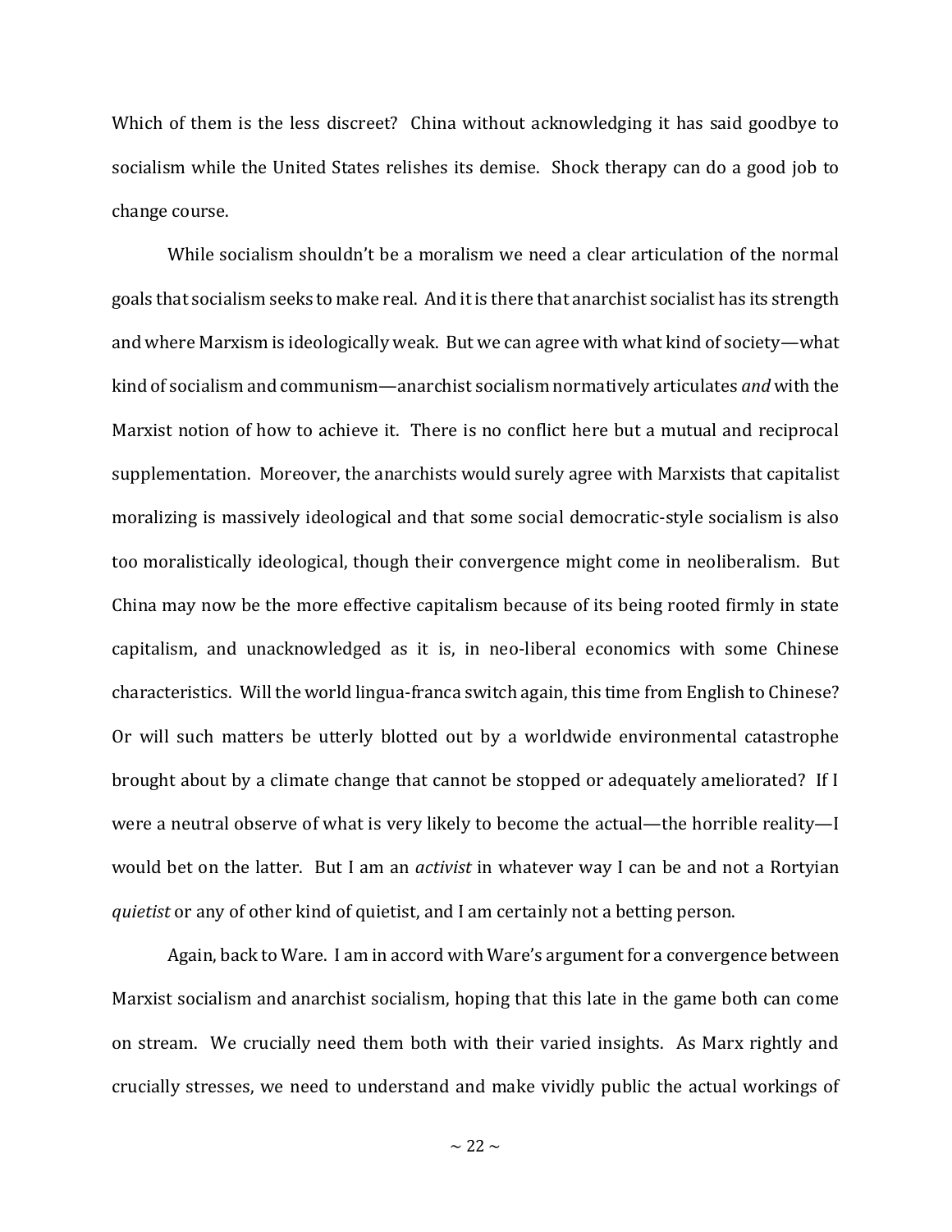Which of them is the less discreet? China without acknowledging it has said goodbye to socialism while the United States relishes its demise. Shock therapy can do a good job to change course.

While socialism shouldn't be a moralism we need a clear articulation of the normal goals that socialism seeks to make real. And it is there that anarchist socialist has its strength and where Marxism is ideologically weak. But we can agree with what kind of society—what kind of socialism and communism—anarchist socialism normatively articulates *and* with the Marxist notion of how to achieve it. There is no conflict here but a mutual and reciprocal supplementation. Moreover, the anarchists would surely agree with Marxists that capitalist moralizing is massively ideological and that some social democratic-style socialism is also too moralistically ideological, though their convergence might come in neoliberalism. But China may now be the more effective capitalism because of its being rooted firmly in state capitalism, and unacknowledged as it is, in neo-liberal economics with some Chinese characteristics. Will the world lingua-franca switch again, this time from English to Chinese? Or will such matters be utterly blotted out by a worldwide environmental catastrophe brought about by a climate change that cannot be stopped or adequately ameliorated? If I were a neutral observe of what is very likely to become the actual—the horrible reality—I would bet on the latter. But I am an *activist* in whatever way I can be and not a Rortyian *quietist* or any of other kind of quietist, and I am certainly not a betting person.

Again, back to Ware. I am in accord with Ware's argument for a convergence between Marxist socialism and anarchist socialism, hoping that this late in the game both can come on stream. We crucially need them both with their varied insights. As Marx rightly and crucially stresses, we need to understand and make vividly public the actual workings of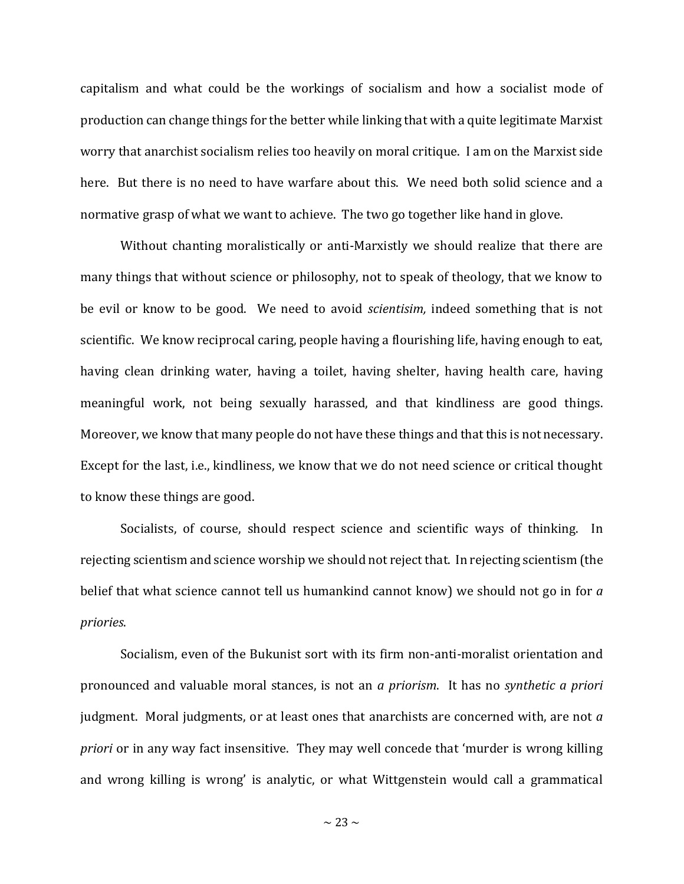capitalism and what could be the workings of socialism and how a socialist mode of production can change things for the better while linking that with a quite legitimate Marxist worry that anarchist socialism relies too heavily on moral critique. I am on the Marxist side here. But there is no need to have warfare about this. We need both solid science and a normative grasp of what we want to achieve. The two go together like hand in glove.

Without chanting moralistically or anti-Marxistly we should realize that there are many things that without science or philosophy, not to speak of theology, that we know to be evil or know to be good. We need to avoid *scientisim,* indeed something that is not scientific. We know reciprocal caring, people having a flourishing life, having enough to eat, having clean drinking water, having a toilet, having shelter, having health care, having meaningful work, not being sexually harassed, and that kindliness are good things. Moreover, we know that many people do not have these things and that this is not necessary. Except for the last, i.e., kindliness, we know that we do not need science or critical thought to know these things are good.

Socialists, of course, should respect science and scientific ways of thinking. In rejecting scientism and science worship we should not reject that. In rejecting scientism (the belief that what science cannot tell us humankind cannot know) we should not go in for *a priories*.

Socialism, even of the Bukunist sort with its firm non-anti-moralist orientation and pronounced and valuable moral stances, is not an *a priorism*. It has no *synthetic a priori* judgment. Moral judgments, or at least ones that anarchists are concerned with, are not *a priori* or in any way fact insensitive. They may well concede that 'murder is wrong killing and wrong killing is wrong' is analytic, or what Wittgenstein would call a grammatical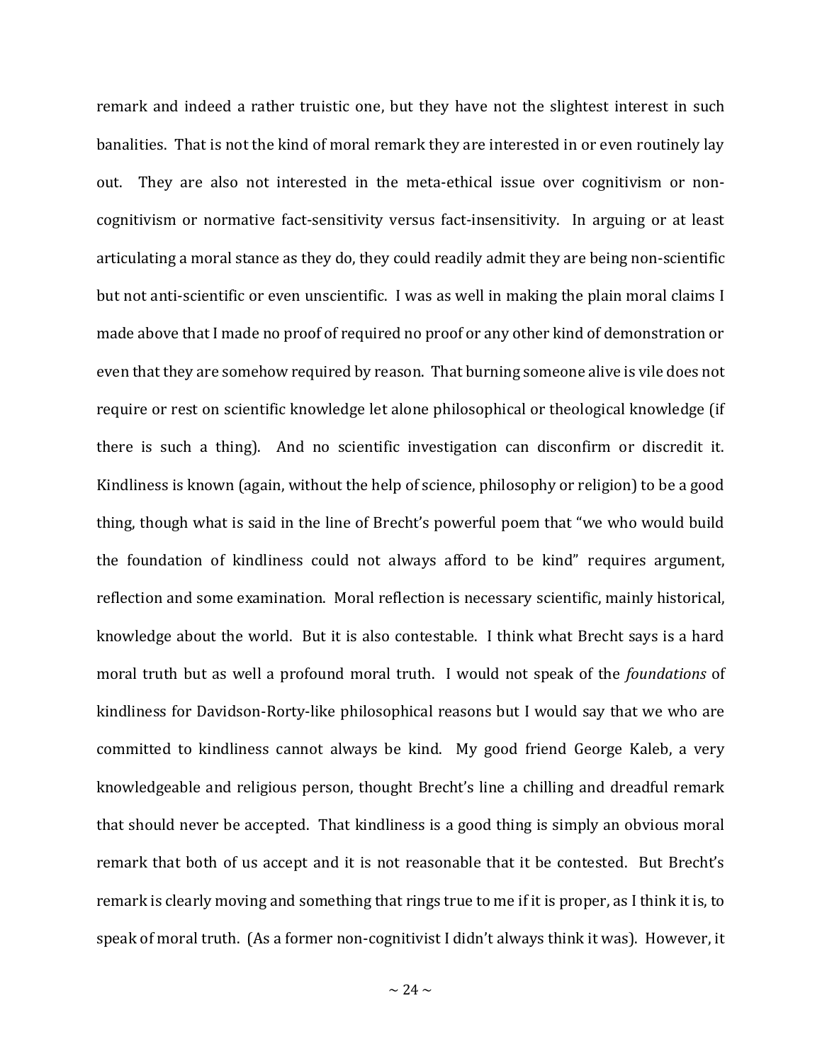remark and indeed a rather truistic one, but they have not the slightest interest in such banalities. That is not the kind of moral remark they are interested in or even routinely lay out. They are also not interested in the meta-ethical issue over cognitivism or non-cognitivism or normative fact-sensitivity versus fact-insensitivity. In arguing or at least articulating a moral stance as they do, they could readily admit they are being non-scientific but not anti-scientific or even unscientific. I was as well in making the plain moral claims I made above that I made no proof of required no proof or any other kind of demonstration or even that they are somehow required by reason. That burning someone alive is vile does not require or rest on scientific knowledge let alone philosophical or theological knowledge (if there is such a thing). And no scientific investigation can disconfirm or discredit it. Kindliness is known (again, without the help of science, philosophy or religion) to be a good thing, though what is said in the line of Brecht's powerful poem that "we who would build the foundation of kindliness could not always afford to be kind" requires argument, reflection and some examination. Moral reflection is necessary scientific, mainly historical, knowledge about the world. But it is also contestable. I think what Brecht says is a hard moral truth but as well a profound moral truth. I would not speak of the *foundations* of kindliness for Davidson-Rorty-like philosophical reasons but I would say that we who are committed to kindliness cannot always be kind. My good friend George Kaleb, a very knowledgeable and religious person, thought Brecht's line a chilling and dreadful remark that should never be accepted. That kindliness is a good thing is simply an obvious moral remark that both of us accept and it is not reasonable that it be contested. But Brecht's remark is clearly moving and something that rings true to me if it is proper, as I think it is, to speak of moral truth. (As a former non-cognitivist I didn't always think it was). However, it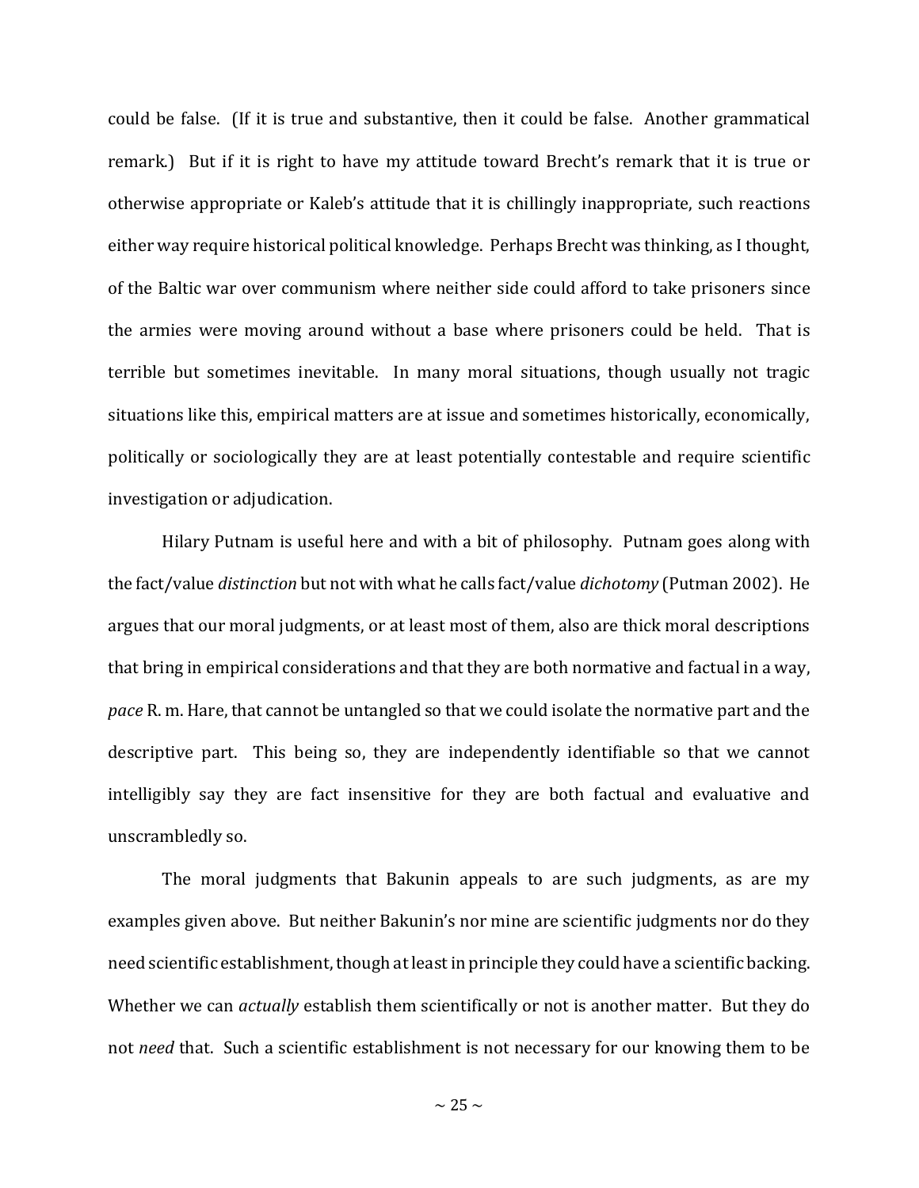could be false. (If it is true and substantive, then it could be false. Another grammatical remark.) But if it is right to have my attitude toward Brecht's remark that it is true or otherwise appropriate or Kaleb's attitude that it is chillingly inappropriate, such reactions either way require historical political knowledge. Perhaps Brecht was thinking, as I thought, of the Baltic war over communism where neither side could afford to take prisoners since the armies were moving around without a base where prisoners could be held. That is terrible but sometimes inevitable. In many moral situations, though usually not tragic situations like this, empirical matters are at issue and sometimes historically, economically, politically or sociologically they are at least potentially contestable and require scientific investigation or adjudication.

Hilary Putnam is useful here and with a bit of philosophy. Putnam goes along with the fact/value *distinction* but not with what he calls fact/value *dichotomy* (Putman 2002). He argues that our moral judgments, or at least most of them, also are thick moral descriptions that bring in empirical considerations and that they are both normative and factual in a way, *pace* R. m. Hare, that cannot be untangled so that we could isolate the normative part and the descriptive part. This being so, they are independently identifiable so that we cannot intelligibly say they are fact insensitive for they are both factual and evaluative and unscrambledly so.

The moral judgments that Bakunin appeals to are such judgments, as are my examples given above. But neither Bakunin's nor mine are scientific judgments nor do they need scientific establishment, though at least in principle they could have a scientific backing. Whether we can *actually* establish them scientifically or not is another matter. But they do not *need* that. Such a scientific establishment is not necessary for our knowing them to be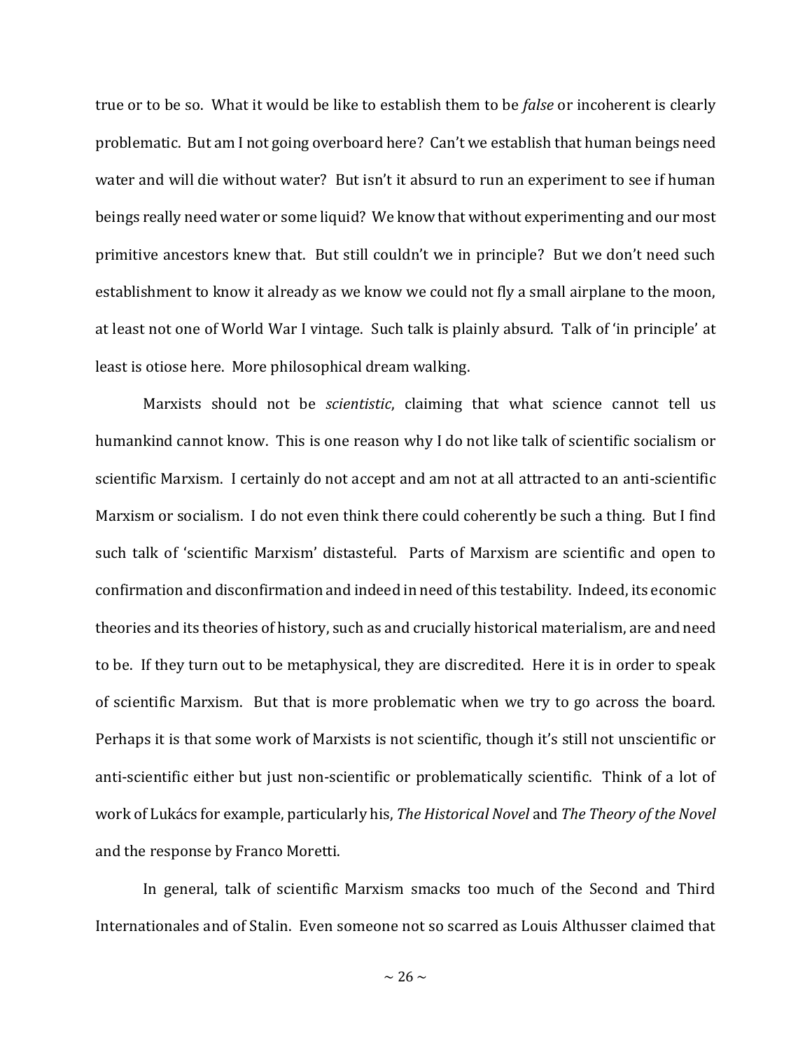true or to be so. What it would be like to establish them to be *false* or incoherent is clearly problematic. But am I not going overboard here? Can't we establish that human beings need water and will die without water? But isn't it absurd to run an experiment to see if human beings really need water or some liquid? We know that without experimenting and our most primitive ancestors knew that. But still couldn't we in principle? But we don't need such establishment to know it already as we know we could not fly a small airplane to the moon, at least not one of World War I vintage. Such talk is plainly absurd. Talk of 'in principle' at least is otiose here. More philosophical dream walking.

Marxists should not be *scientistic*, claiming that what science cannot tell us humankind cannot know. This is one reason why I do not like talk of scientific socialism or scientific Marxism. I certainly do not accept and am not at all attracted to an anti-scientific Marxism or socialism. I do not even think there could coherently be such a thing. But I find such talk of 'scientific Marxism' distasteful. Parts of Marxism are scientific and open to confirmation and disconfirmation and indeed in need of this testability. Indeed, its economic theories and its theories of history, such as and crucially historical materialism, are and need to be. If they turn out to be metaphysical, they are discredited. Here it is in order to speak of scientific Marxism. But that is more problematic when we try to go across the board. Perhaps it is that some work of Marxists is not scientific, though it's still not unscientific or anti-scientific either but just non-scientific or problematically scientific. Think of a lot of work of Lukács for example, particularly his, *The Historical Novel* and *The Theory of the Novel* and the response by Franco Moretti.

In general, talk of scientific Marxism smacks too much of the Second and Third Internationales and of Stalin. Even someone not so scarred as Louis Althusser claimed that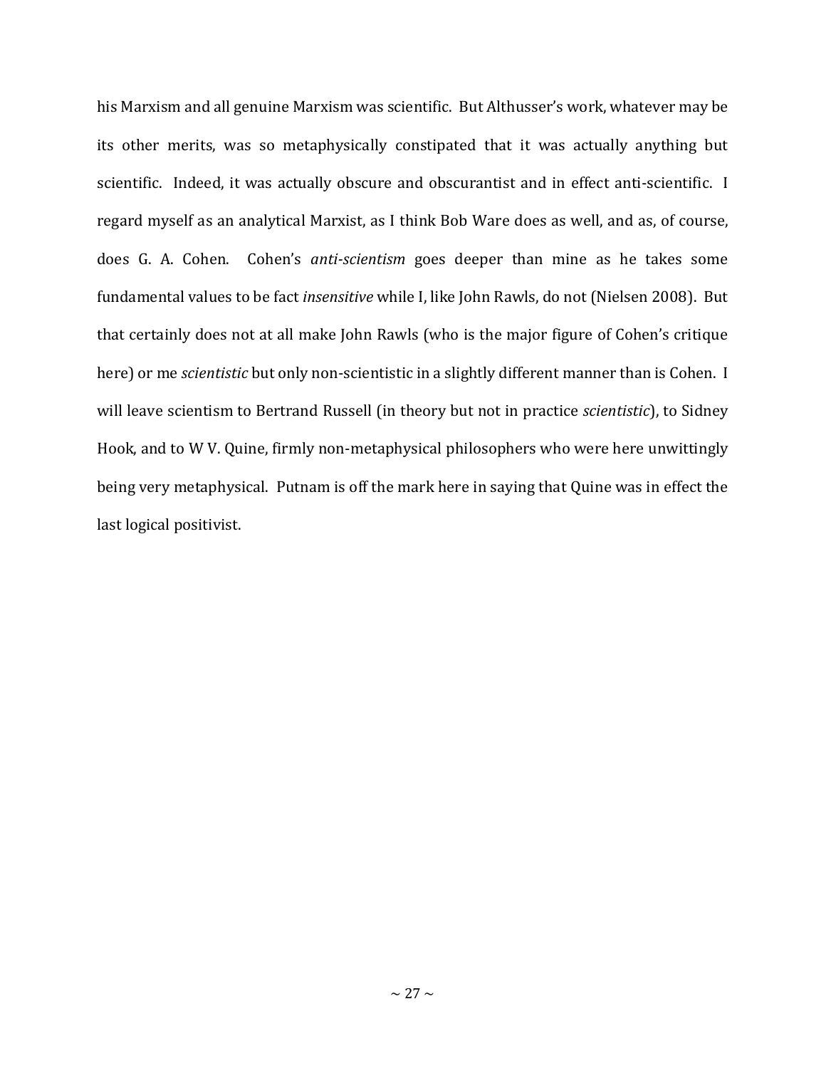his Marxism and all genuine Marxism was scientific. But Althusser's work, whatever may be its other merits, was so metaphysically constipated that it was actually anything but scientific. Indeed, it was actually obscure and obscurantist and in effect anti-scientific. I regard myself as an analytical Marxist, as I think Bob Ware does as well, and as, of course, does G. A. Cohen. Cohen's *anti-scientism* goes deeper than mine as he takes some fundamental values to be fact *insensitive* while I, like John Rawls, do not (Nielsen 2008). But that certainly does not at all make John Rawls (who is the major figure of Cohen's critique here) or me *scientistic* but only non-scientistic in a slightly different manner than is Cohen. I will leave scientism to Bertrand Russell (in theory but not in practice *scientistic*), to Sidney Hook, and to W V. Quine, firmly non-metaphysical philosophers who were here unwittingly being very metaphysical. Putnam is off the mark here in saying that Quine was in effect the last logical positivist.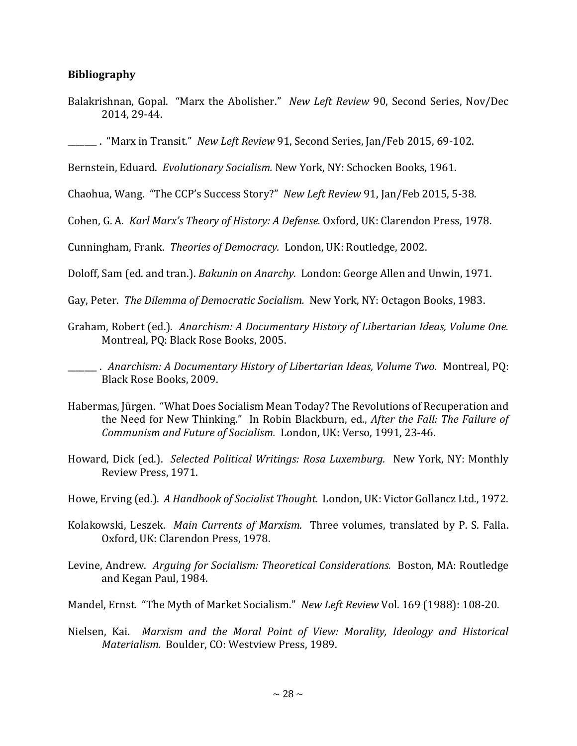**Bibliography**

Balakrishnan, Gopal. "Marx the Abolisher." *New Left Review* 90, Second Series, Nov/Dec 2014, 29-44.

______ . "Marx in Transit." *New Left Review* 91, Second Series, Jan/Feb 2015, 69-102.

Bernstein, Eduard. *Evolutionary Socialism.* New York, NY: Schocken Books, 1961.

Chaohua, Wang. "The CCP's Success Story?" *New Left Review* 91, Jan/Feb 2015, 5-38.

Cohen, G. A. *Karl Marx's Theory of History: A Defense.* Oxford, UK: Clarendon Press, 1978.

Cunningham, Frank. *Theories of Democracy.* London, UK: Routledge, 2002.

Doloff, Sam (ed. and tran.). *Bakunin on Anarchy.* London: George Allen and Unwin, 1971.

Gay, Peter. *The Dilemma of Democratic Socialism.* New York, NY: Octagon Books, 1983.

Graham, Robert (ed.). *Anarchism: A Documentary History of Libertarian Ideas, Volume One.* Montreal, PQ: Black Rose Books, 2005.

______ . *Anarchism: A Documentary History of Libertarian Ideas, Volume Two.* Montreal, PQ: Black Rose Books, 2009.

Habermas, Jürgen. "What Does Socialism Mean Today? The Revolutions of Recuperation and the Need for New Thinking." In Robin Blackburn, ed., *After the Fall: The Failure of Communism and Future of Socialism.* London, UK: Verso, 1991, 23-46.

Howard, Dick (ed.). *Selected Political Writings: Rosa Luxemburg.* New York, NY: Monthly Review Press, 1971.

Howe, Erving (ed.). *A Handbook of Socialist Thought.* London, UK: Victor Gollancz Ltd., 1972.

Kolakowski, Leszek. *Main Currents of Marxism.* Three volumes, translated by P. S. Falla. Oxford, UK: Clarendon Press, 1978.

Levine, Andrew. *Arguing for Socialism: Theoretical Considerations.* Boston, MA: Routledge and Kegan Paul, 1984.

Mandel, Ernst. "The Myth of Market Socialism." *New Left Review* Vol. 169 (1988): 108-20.

Nielsen, Kai. *Marxism and the Moral Point of View: Morality, Ideology and Historical Materialism.* Boulder, CO: Westview Press, 1989.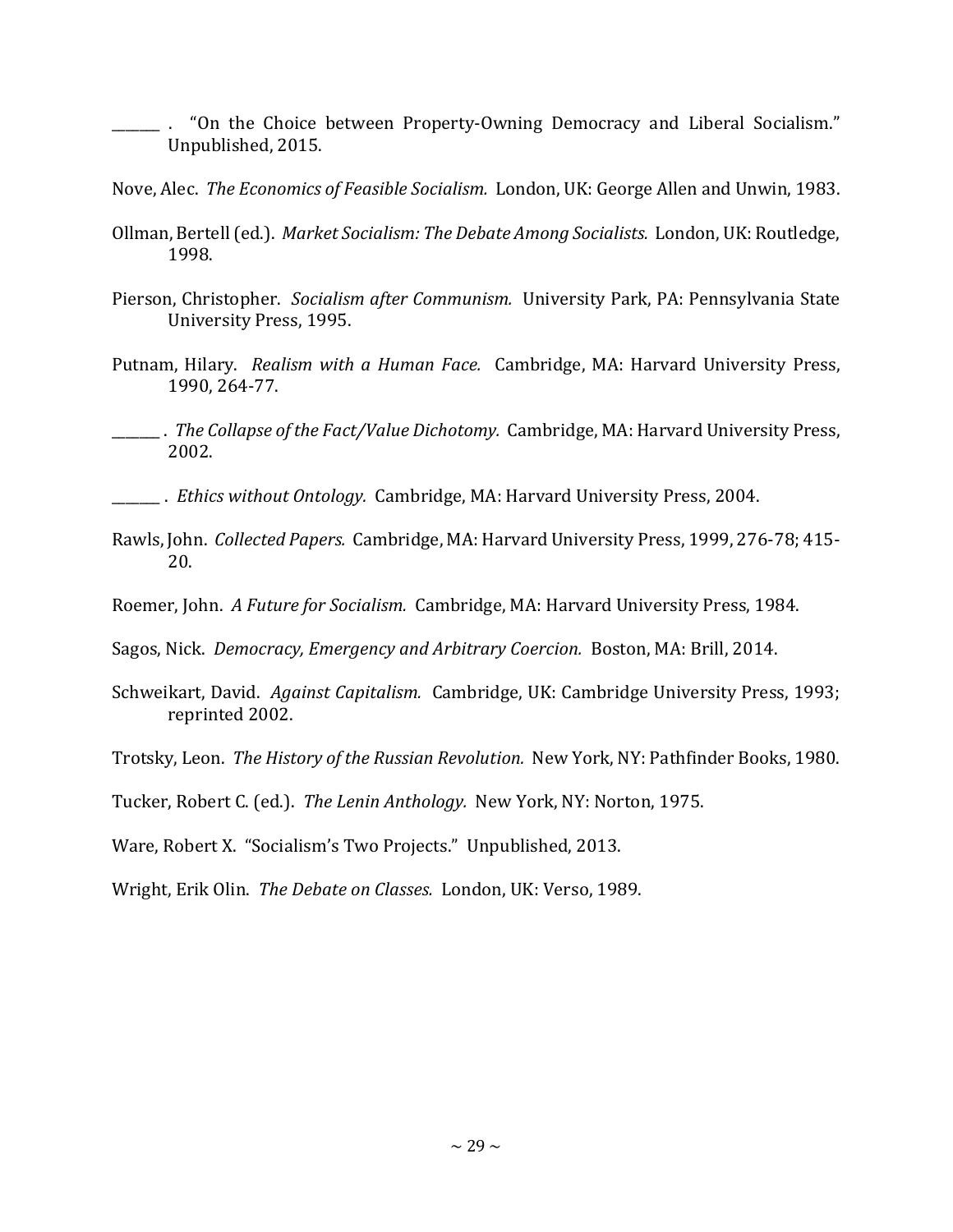______ . "On the Choice between Property-Owning Democracy and Liberal Socialism." Unpublished, 2015.

Nove, Alec. *The Economics of Feasible Socialism.* London, UK: George Allen and Unwin, 1983.

Ollman, Bertell (ed.). *Market Socialism: The Debate Among Socialists.* London, UK: Routledge, 1998.

Pierson, Christopher. *Socialism after Communism.* University Park, PA: Pennsylvania State University Press, 1995.

Putnam, Hilary. *Realism with a Human Face.* Cambridge, MA: Harvard University Press, 1990, 264-77.

______ . *The Collapse of the Fact/Value Dichotomy.* Cambridge, MA: Harvard University Press, 2002.

______ . *Ethics without Ontology.* Cambridge, MA: Harvard University Press, 2004.

Rawls, John. *Collected Papers.* Cambridge, MA: Harvard University Press, 1999, 276-78; 415-20.

Roemer, John. *A Future for Socialism.* Cambridge, MA: Harvard University Press, 1984.

Sagos, Nick. *Democracy, Emergency and Arbitrary Coercion.* Boston, MA: Brill, 2014.

Schweikart, David. *Against Capitalism.* Cambridge, UK: Cambridge University Press, 1993; reprinted 2002.

Trotsky, Leon. *The History of the Russian Revolution.* New York, NY: Pathfinder Books, 1980.

Tucker, Robert C. (ed.). *The Lenin Anthology.* New York, NY: Norton, 1975.

Ware, Robert X. "Socialism's Two Projects." Unpublished, 2013.

Wright, Erik Olin. *The Debate on Classes.* London, UK: Verso, 1989.